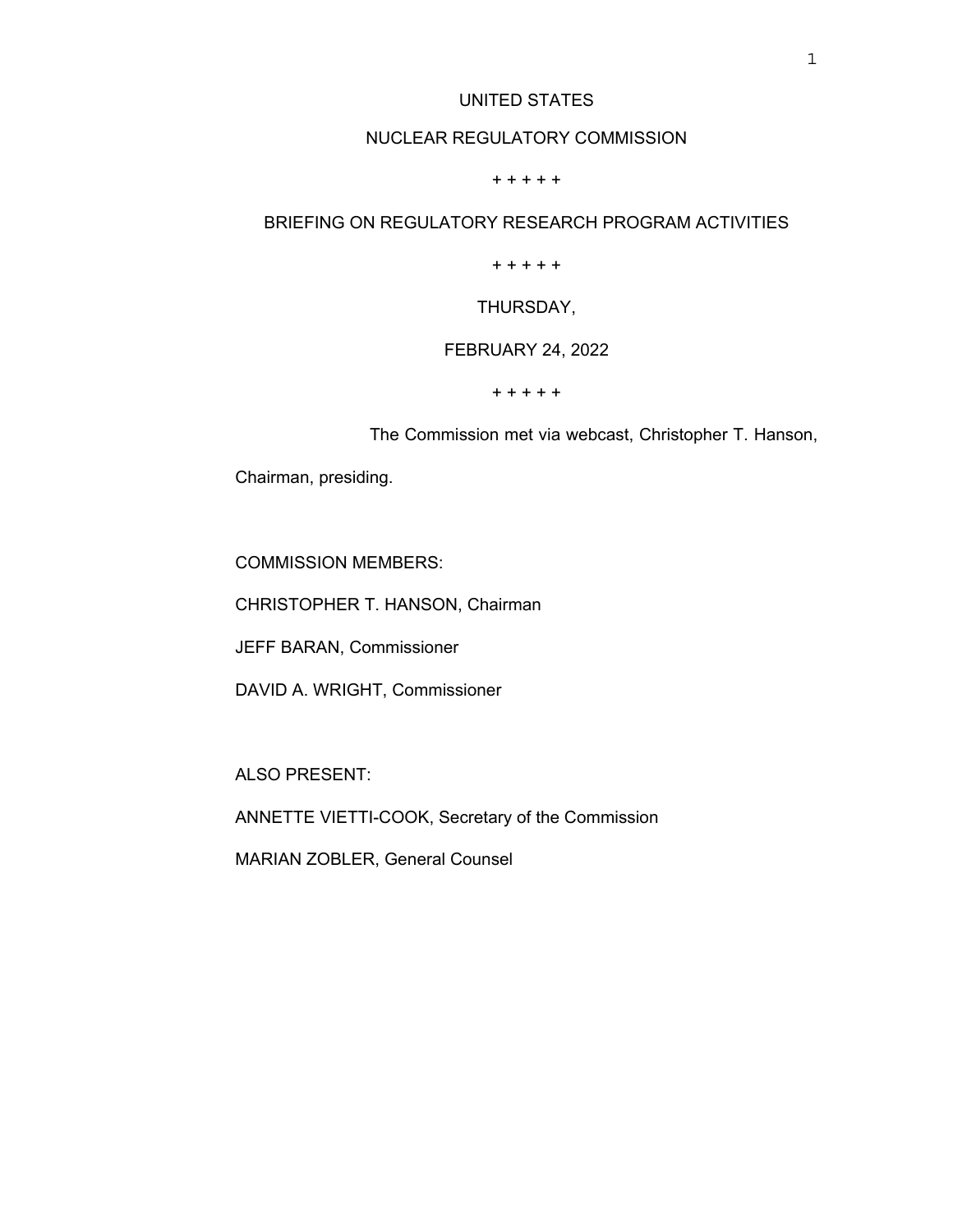UNITED STATES

NUCLEAR REGULATORY COMMISSION

+ + + + +

BRIEFING ON REGULATORY RESEARCH PROGRAM ACTIVITIES

+ + + + +

THURSDAY,

FEBRUARY 24, 2022

+ + + + +

The Commission met via webcast, Christopher T. Hanson, Chairman, presiding.

COMMISSION MEMBERS:

CHRISTOPHER T. HANSON, Chairman

JEFF BARAN, Commissioner

DAVID A. WRIGHT, Commissioner

ALSO PRESENT:

ANNETTE VIETTI-COOK, Secretary of the Commission

MARIAN ZOBLER, General Counsel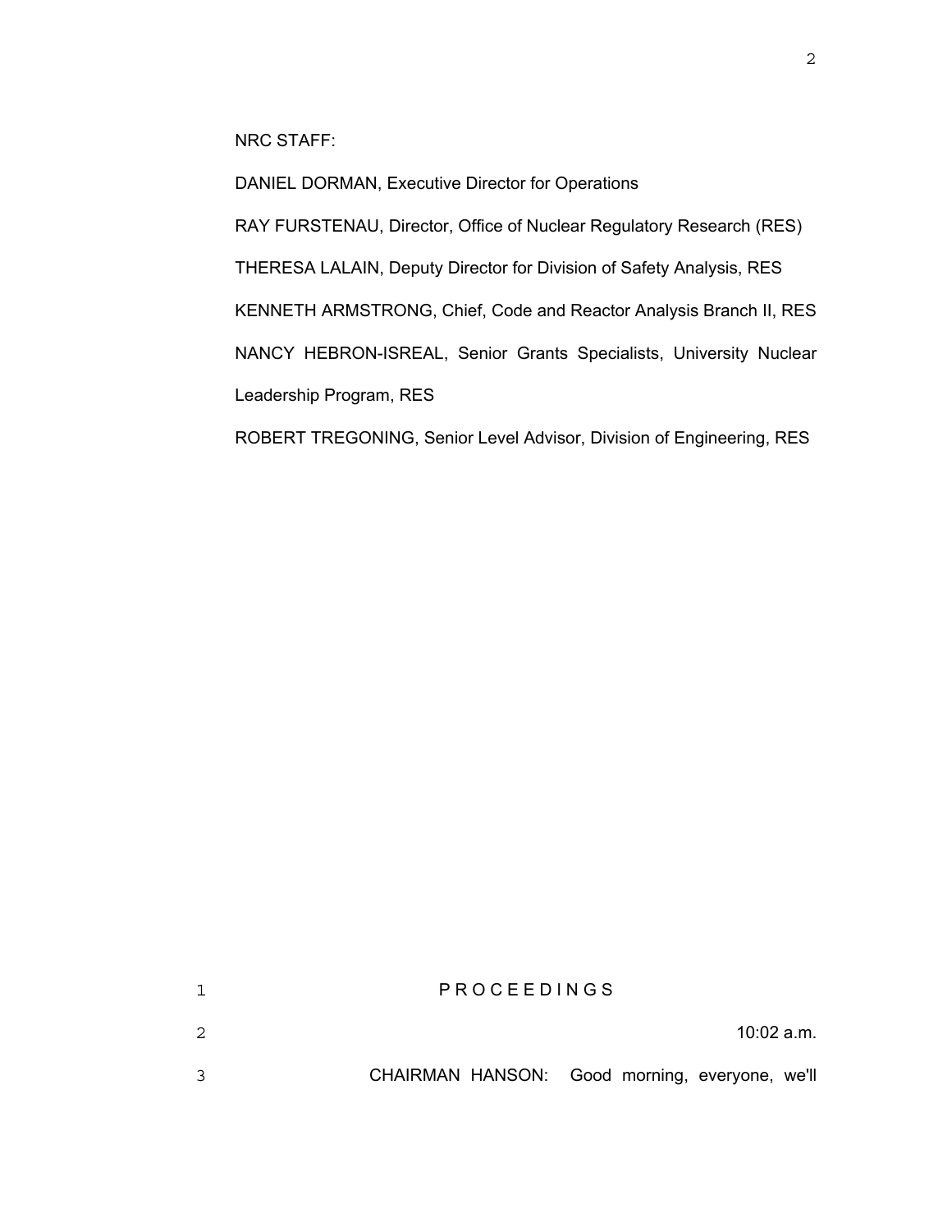NRC STAFF:

DANIEL DORMAN, Executive Director for Operations

RAY FURSTENAU, Director, Office of Nuclear Regulatory Research (RES)

THERESA LALAIN, Deputy Director for Division of Safety Analysis, RES

KENNETH ARMSTRONG, Chief, Code and Reactor Analysis Branch II, RES

NANCY HEBRON-ISREAL, Senior Grants Specialists, University Nuclear Leadership Program, RES

ROBERT TREGONING, Senior Level Advisor, Division of Engineering, RES

1 P R O C E E D I N G S

2 10:02 a.m.

3 CHAIRMAN HANSON: Good morning, everyone, we'll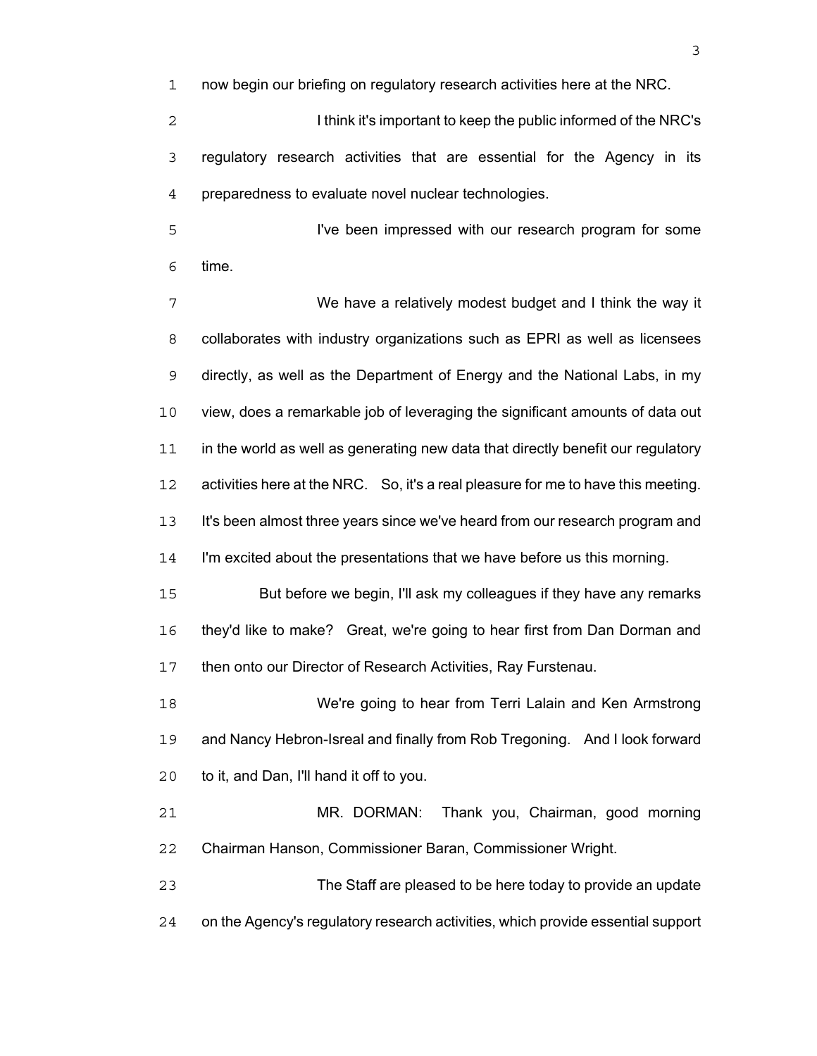now begin our briefing on regulatory research activities here at the NRC.

I think it's important to keep the public informed of the NRC's regulatory research activities that are essential for the Agency in its preparedness to evaluate novel nuclear technologies.

I've been impressed with our research program for some time.

We have a relatively modest budget and I think the way it collaborates with industry organizations such as EPRI as well as licensees directly, as well as the Department of Energy and the National Labs, in my view, does a remarkable job of leveraging the significant amounts of data out in the world as well as generating new data that directly benefit our regulatory activities here at the NRC. So, it's a real pleasure for me to have this meeting. It's been almost three years since we've heard from our research program and I'm excited about the presentations that we have before us this morning.

But before we begin, I'll ask my colleagues if they have any remarks they'd like to make? Great, we're going to hear first from Dan Dorman and then onto our Director of Research Activities, Ray Furstenau.

We're going to hear from Terri Lalain and Ken Armstrong and Nancy Hebron-Isreal and finally from Rob Tregoning. And I look forward to it, and Dan, I'll hand it off to you.

MR. DORMAN: Thank you, Chairman, good morning Chairman Hanson, Commissioner Baran, Commissioner Wright.

The Staff are pleased to be here today to provide an update on the Agency's regulatory research activities, which provide essential support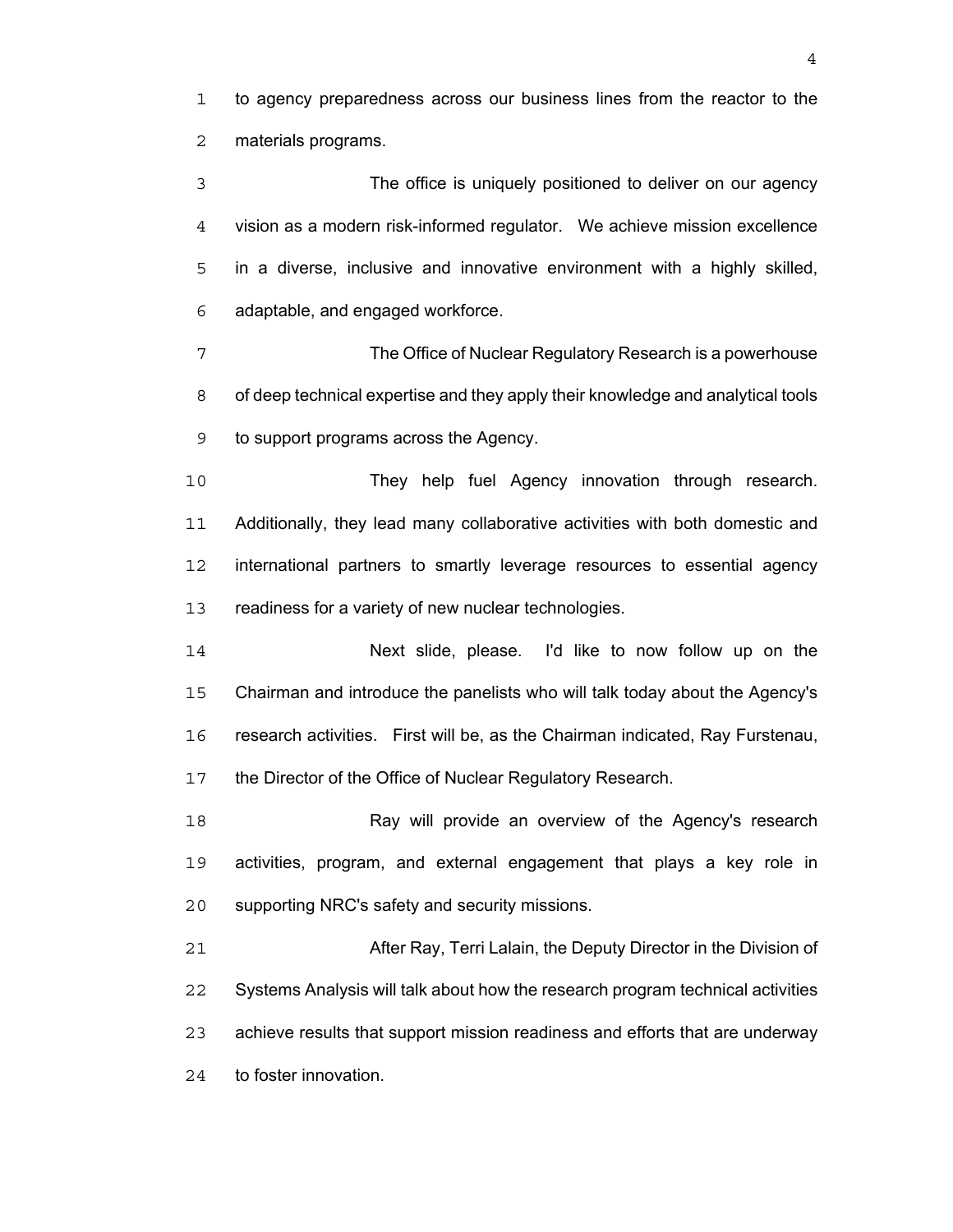to agency preparedness across our business lines from the reactor to the materials programs.

The office is uniquely positioned to deliver on our agency vision as a modern risk-informed regulator. We achieve mission excellence in a diverse, inclusive and innovative environment with a highly skilled, adaptable, and engaged workforce.

The Office of Nuclear Regulatory Research is a powerhouse of deep technical expertise and they apply their knowledge and analytical tools to support programs across the Agency.

They help fuel Agency innovation through research. Additionally, they lead many collaborative activities with both domestic and international partners to smartly leverage resources to essential agency readiness for a variety of new nuclear technologies.

Next slide, please. I'd like to now follow up on the Chairman and introduce the panelists who will talk today about the Agency's research activities. First will be, as the Chairman indicated, Ray Furstenau, the Director of the Office of Nuclear Regulatory Research.

Ray will provide an overview of the Agency's research activities, program, and external engagement that plays a key role in supporting NRC's safety and security missions.

After Ray, Terri Lalain, the Deputy Director in the Division of Systems Analysis will talk about how the research program technical activities achieve results that support mission readiness and efforts that are underway to foster innovation.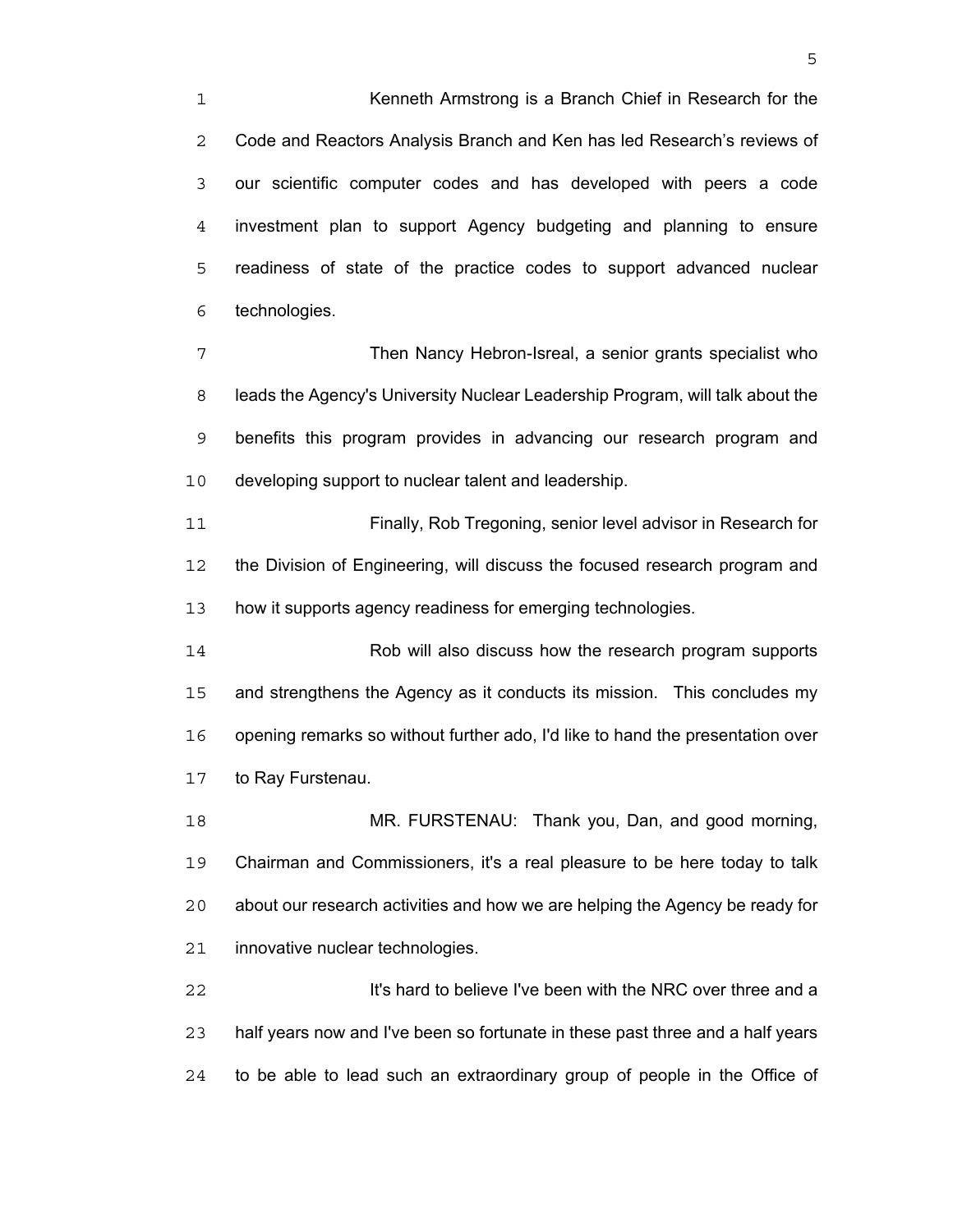Kenneth Armstrong is a Branch Chief in Research for the Code and Reactors Analysis Branch and Ken has led Research's reviews of our scientific computer codes and has developed with peers a code investment plan to support Agency budgeting and planning to ensure readiness of state of the practice codes to support advanced nuclear technologies.

Then Nancy Hebron-Isreal, a senior grants specialist who leads the Agency's University Nuclear Leadership Program, will talk about the benefits this program provides in advancing our research program and developing support to nuclear talent and leadership.

Finally, Rob Tregoning, senior level advisor in Research for the Division of Engineering, will discuss the focused research program and how it supports agency readiness for emerging technologies.

Rob will also discuss how the research program supports and strengthens the Agency as it conducts its mission. This concludes my opening remarks so without further ado, I'd like to hand the presentation over to Ray Furstenau.

MR. FURSTENAU: Thank you, Dan, and good morning, Chairman and Commissioners, it's a real pleasure to be here today to talk about our research activities and how we are helping the Agency be ready for innovative nuclear technologies.

It's hard to believe I've been with the NRC over three and a half years now and I've been so fortunate in these past three and a half years to be able to lead such an extraordinary group of people in the Office of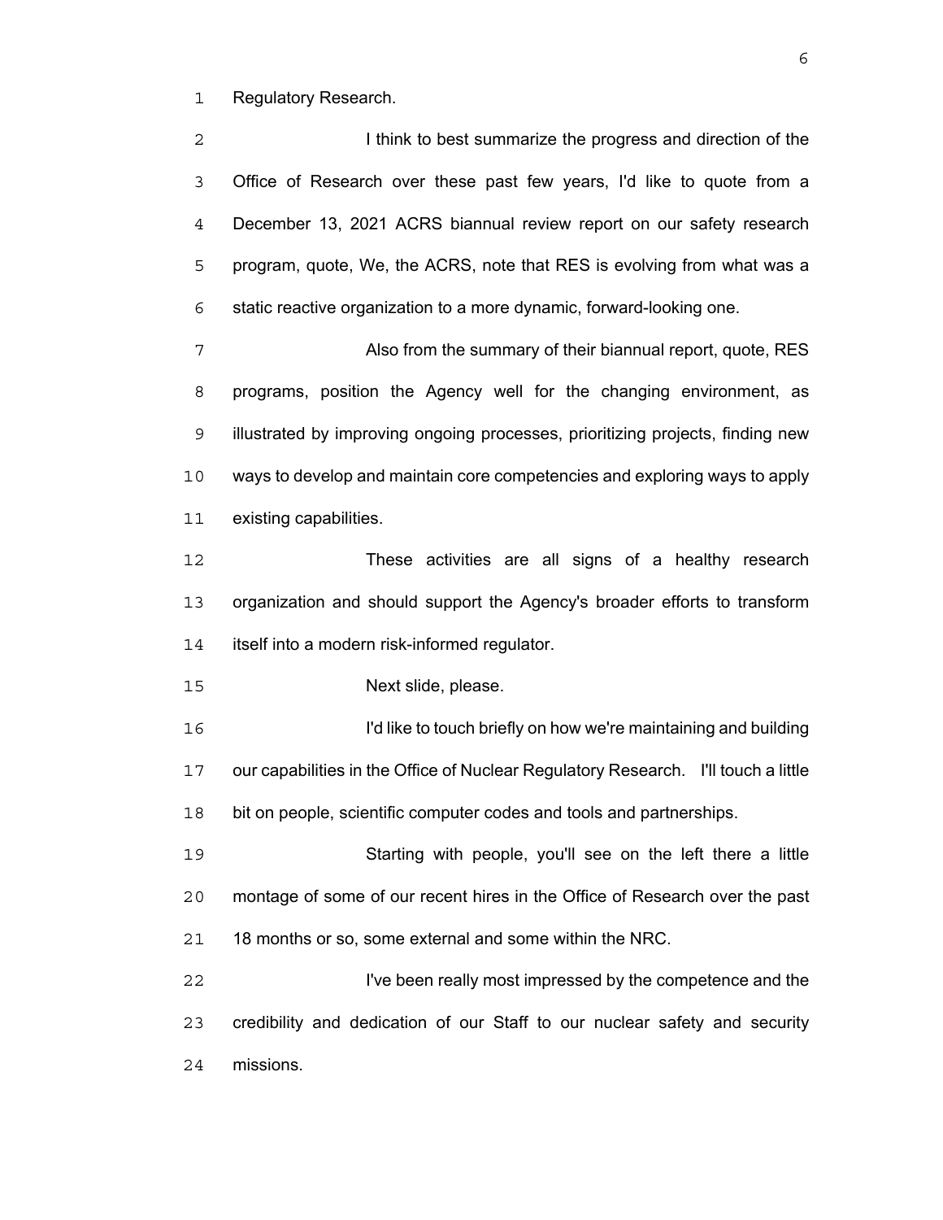Regulatory Research.

I think to best summarize the progress and direction of the Office of Research over these past few years, I'd like to quote from a December 13, 2021 ACRS biannual review report on our safety research program, quote, We, the ACRS, note that RES is evolving from what was a static reactive organization to a more dynamic, forward-looking one.

Also from the summary of their biannual report, quote, RES programs, position the Agency well for the changing environment, as illustrated by improving ongoing processes, prioritizing projects, finding new ways to develop and maintain core competencies and exploring ways to apply existing capabilities.

These activities are all signs of a healthy research organization and should support the Agency's broader efforts to transform itself into a modern risk-informed regulator.

Next slide, please.

I'd like to touch briefly on how we're maintaining and building our capabilities in the Office of Nuclear Regulatory Research. I'll touch a little bit on people, scientific computer codes and tools and partnerships.

Starting with people, you'll see on the left there a little montage of some of our recent hires in the Office of Research over the past 18 months or so, some external and some within the NRC.

I've been really most impressed by the competence and the credibility and dedication of our Staff to our nuclear safety and security missions.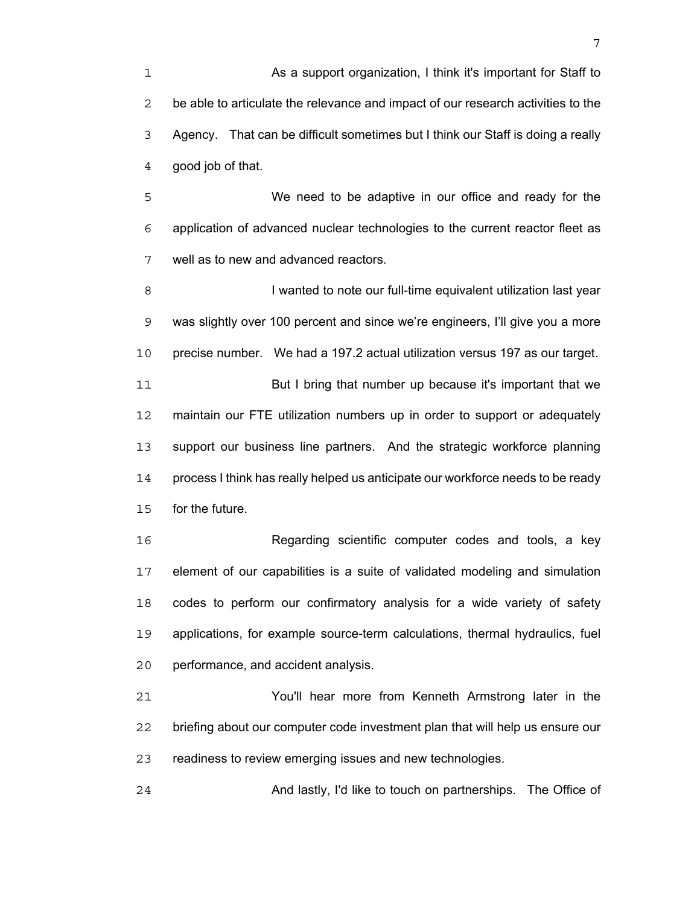As a support organization, I think it's important for Staff to be able to articulate the relevance and impact of our research activities to the Agency. That can be difficult sometimes but I think our Staff is doing a really good job of that.

We need to be adaptive in our office and ready for the application of advanced nuclear technologies to the current reactor fleet as well as to new and advanced reactors.

I wanted to note our full-time equivalent utilization last year was slightly over 100 percent and since we're engineers, I'll give you a more precise number. We had a 197.2 actual utilization versus 197 as our target.

But I bring that number up because it's important that we maintain our FTE utilization numbers up in order to support or adequately support our business line partners. And the strategic workforce planning process I think has really helped us anticipate our workforce needs to be ready for the future.

Regarding scientific computer codes and tools, a key element of our capabilities is a suite of validated modeling and simulation codes to perform our confirmatory analysis for a wide variety of safety applications, for example source-term calculations, thermal hydraulics, fuel performance, and accident analysis.

You'll hear more from Kenneth Armstrong later in the briefing about our computer code investment plan that will help us ensure our readiness to review emerging issues and new technologies.

And lastly, I'd like to touch on partnerships. The Office of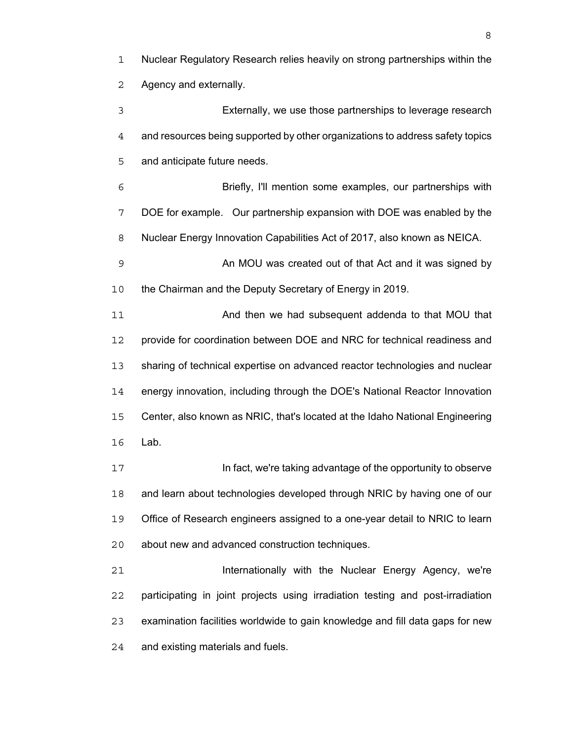Nuclear Regulatory Research relies heavily on strong partnerships within the Agency and externally.

Externally, we use those partnerships to leverage research and resources being supported by other organizations to address safety topics and anticipate future needs.

Briefly, I'll mention some examples, our partnerships with DOE for example. Our partnership expansion with DOE was enabled by the Nuclear Energy Innovation Capabilities Act of 2017, also known as NEICA.

An MOU was created out of that Act and it was signed by the Chairman and the Deputy Secretary of Energy in 2019.

And then we had subsequent addenda to that MOU that provide for coordination between DOE and NRC for technical readiness and sharing of technical expertise on advanced reactor technologies and nuclear energy innovation, including through the DOE's National Reactor Innovation Center, also known as NRIC, that's located at the Idaho National Engineering Lab.

In fact, we're taking advantage of the opportunity to observe and learn about technologies developed through NRIC by having one of our Office of Research engineers assigned to a one-year detail to NRIC to learn about new and advanced construction techniques.

Internationally with the Nuclear Energy Agency, we're participating in joint projects using irradiation testing and post-irradiation examination facilities worldwide to gain knowledge and fill data gaps for new and existing materials and fuels.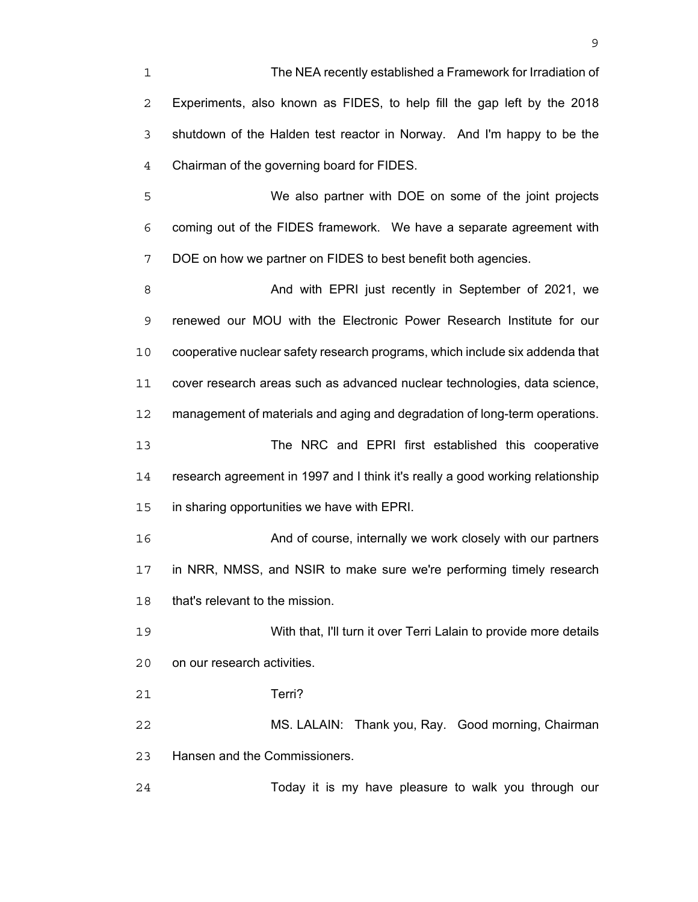The NEA recently established a Framework for Irradiation of Experiments, also known as FIDES, to help fill the gap left by the 2018 shutdown of the Halden test reactor in Norway. And I'm happy to be the Chairman of the governing board for FIDES.

We also partner with DOE on some of the joint projects coming out of the FIDES framework. We have a separate agreement with DOE on how we partner on FIDES to best benefit both agencies.

And with EPRI just recently in September of 2021, we renewed our MOU with the Electronic Power Research Institute for our cooperative nuclear safety research programs, which include six addenda that cover research areas such as advanced nuclear technologies, data science, management of materials and aging and degradation of long-term operations.

The NRC and EPRI first established this cooperative research agreement in 1997 and I think it's really a good working relationship in sharing opportunities we have with EPRI.

And of course, internally we work closely with our partners in NRR, NMSS, and NSIR to make sure we're performing timely research that's relevant to the mission.

With that, I'll turn it over Terri Lalain to provide more details on our research activities.

Terri?

MS. LALAIN: Thank you, Ray. Good morning, Chairman Hansen and the Commissioners.

Today it is my have pleasure to walk you through our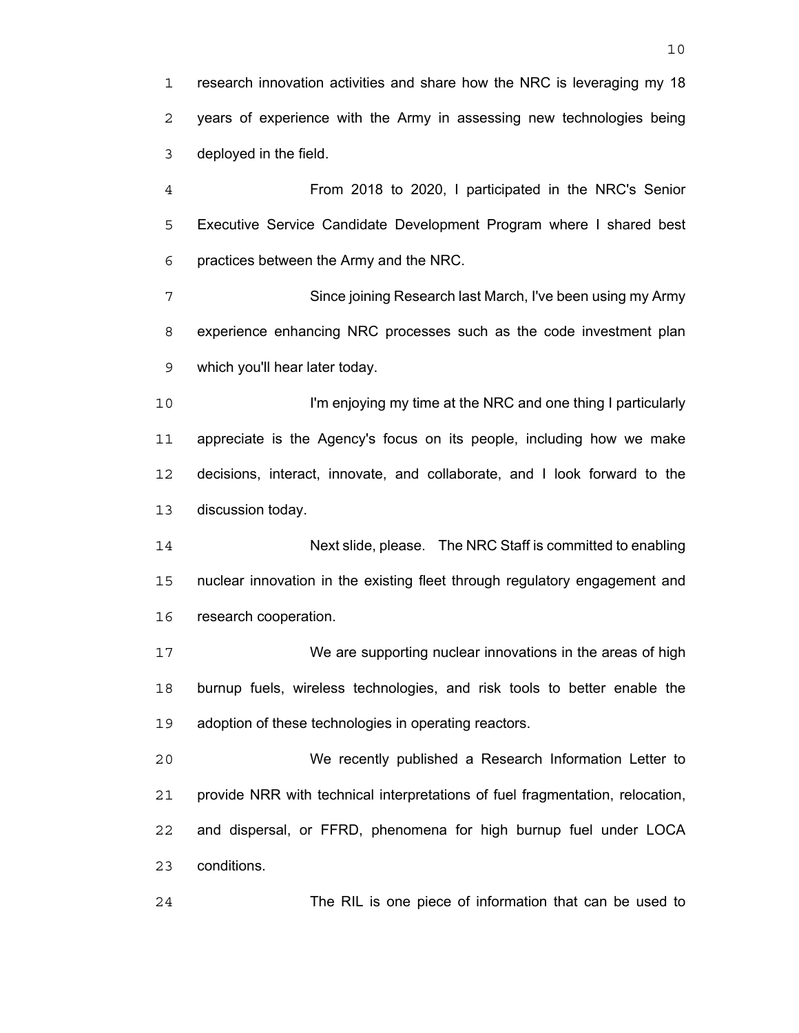research innovation activities and share how the NRC is leveraging my 18 years of experience with the Army in assessing new technologies being deployed in the field.

From 2018 to 2020, I participated in the NRC's Senior Executive Service Candidate Development Program where I shared best practices between the Army and the NRC.

Since joining Research last March, I've been using my Army experience enhancing NRC processes such as the code investment plan which you'll hear later today.

I'm enjoying my time at the NRC and one thing I particularly appreciate is the Agency's focus on its people, including how we make decisions, interact, innovate, and collaborate, and I look forward to the discussion today.

Next slide, please. The NRC Staff is committed to enabling nuclear innovation in the existing fleet through regulatory engagement and research cooperation.

We are supporting nuclear innovations in the areas of high burnup fuels, wireless technologies, and risk tools to better enable the adoption of these technologies in operating reactors.

We recently published a Research Information Letter to provide NRR with technical interpretations of fuel fragmentation, relocation, and dispersal, or FFRD, phenomena for high burnup fuel under LOCA conditions.

The RIL is one piece of information that can be used to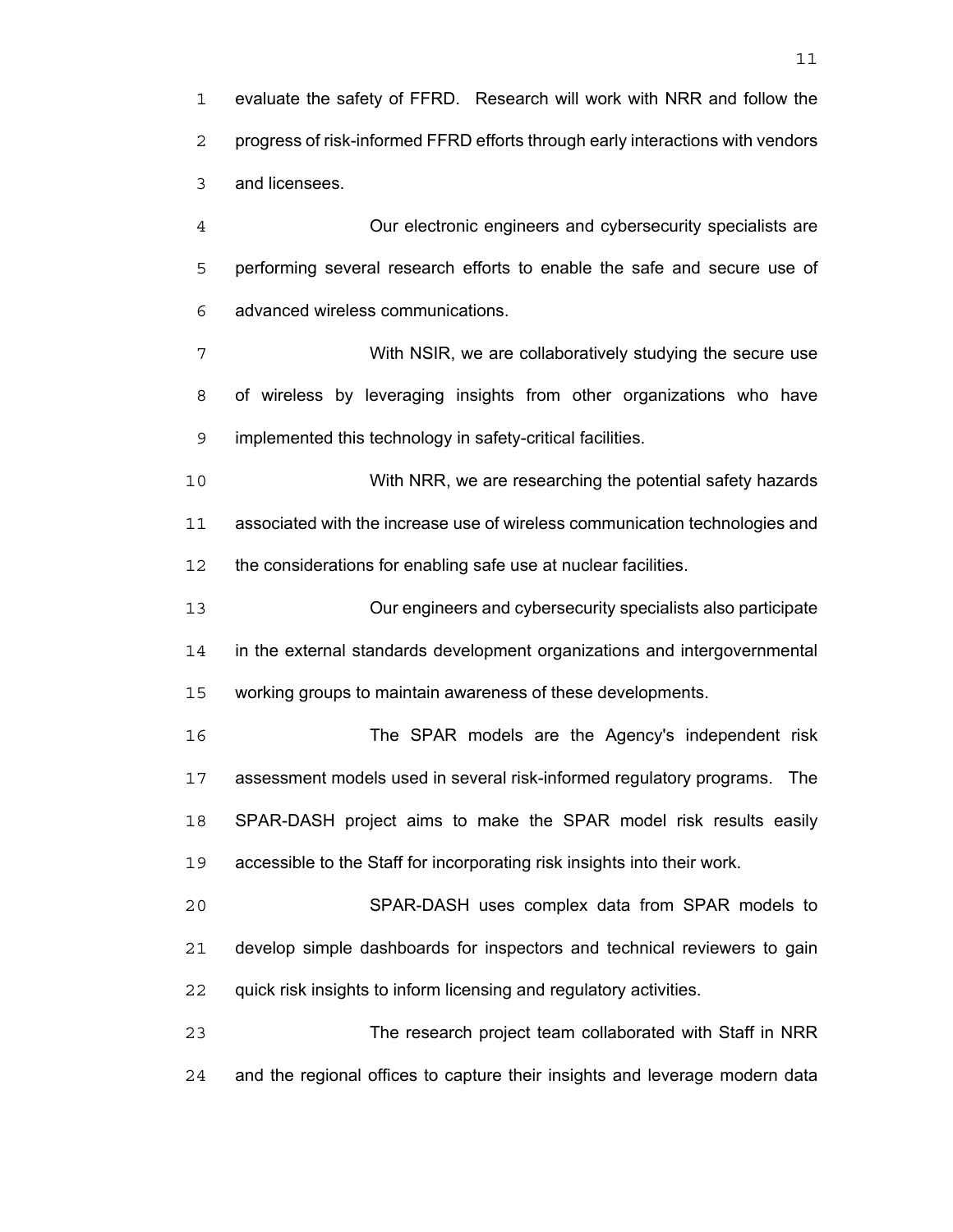evaluate the safety of FFRD. Research will work with NRR and follow the progress of risk-informed FFRD efforts through early interactions with vendors and licensees.

Our electronic engineers and cybersecurity specialists are performing several research efforts to enable the safe and secure use of advanced wireless communications.

With NSIR, we are collaboratively studying the secure use of wireless by leveraging insights from other organizations who have implemented this technology in safety-critical facilities.

With NRR, we are researching the potential safety hazards associated with the increase use of wireless communication technologies and the considerations for enabling safe use at nuclear facilities.

Our engineers and cybersecurity specialists also participate in the external standards development organizations and intergovernmental working groups to maintain awareness of these developments.

The SPAR models are the Agency's independent risk assessment models used in several risk-informed regulatory programs. The SPAR-DASH project aims to make the SPAR model risk results easily accessible to the Staff for incorporating risk insights into their work.

SPAR-DASH uses complex data from SPAR models to develop simple dashboards for inspectors and technical reviewers to gain quick risk insights to inform licensing and regulatory activities.

The research project team collaborated with Staff in NRR and the regional offices to capture their insights and leverage modern data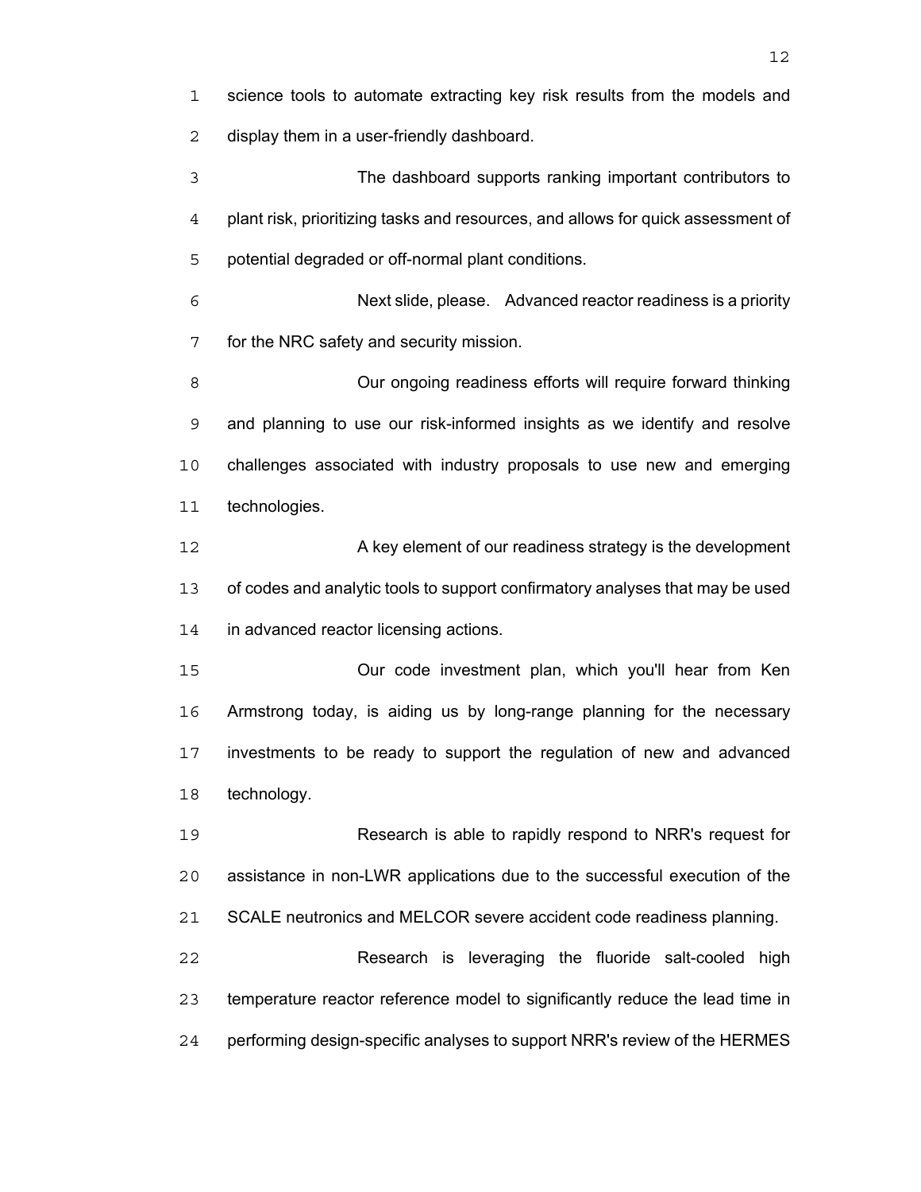science tools to automate extracting key risk results from the models and display them in a user-friendly dashboard.

The dashboard supports ranking important contributors to plant risk, prioritizing tasks and resources, and allows for quick assessment of potential degraded or off-normal plant conditions.

Next slide, please. Advanced reactor readiness is a priority for the NRC safety and security mission.

Our ongoing readiness efforts will require forward thinking and planning to use our risk-informed insights as we identify and resolve challenges associated with industry proposals to use new and emerging technologies.

A key element of our readiness strategy is the development of codes and analytic tools to support confirmatory analyses that may be used in advanced reactor licensing actions.

Our code investment plan, which you'll hear from Ken Armstrong today, is aiding us by long-range planning for the necessary investments to be ready to support the regulation of new and advanced technology.

Research is able to rapidly respond to NRR's request for assistance in non-LWR applications due to the successful execution of the SCALE neutronics and MELCOR severe accident code readiness planning.

Research is leveraging the fluoride salt-cooled high temperature reactor reference model to significantly reduce the lead time in performing design-specific analyses to support NRR's review of the HERMES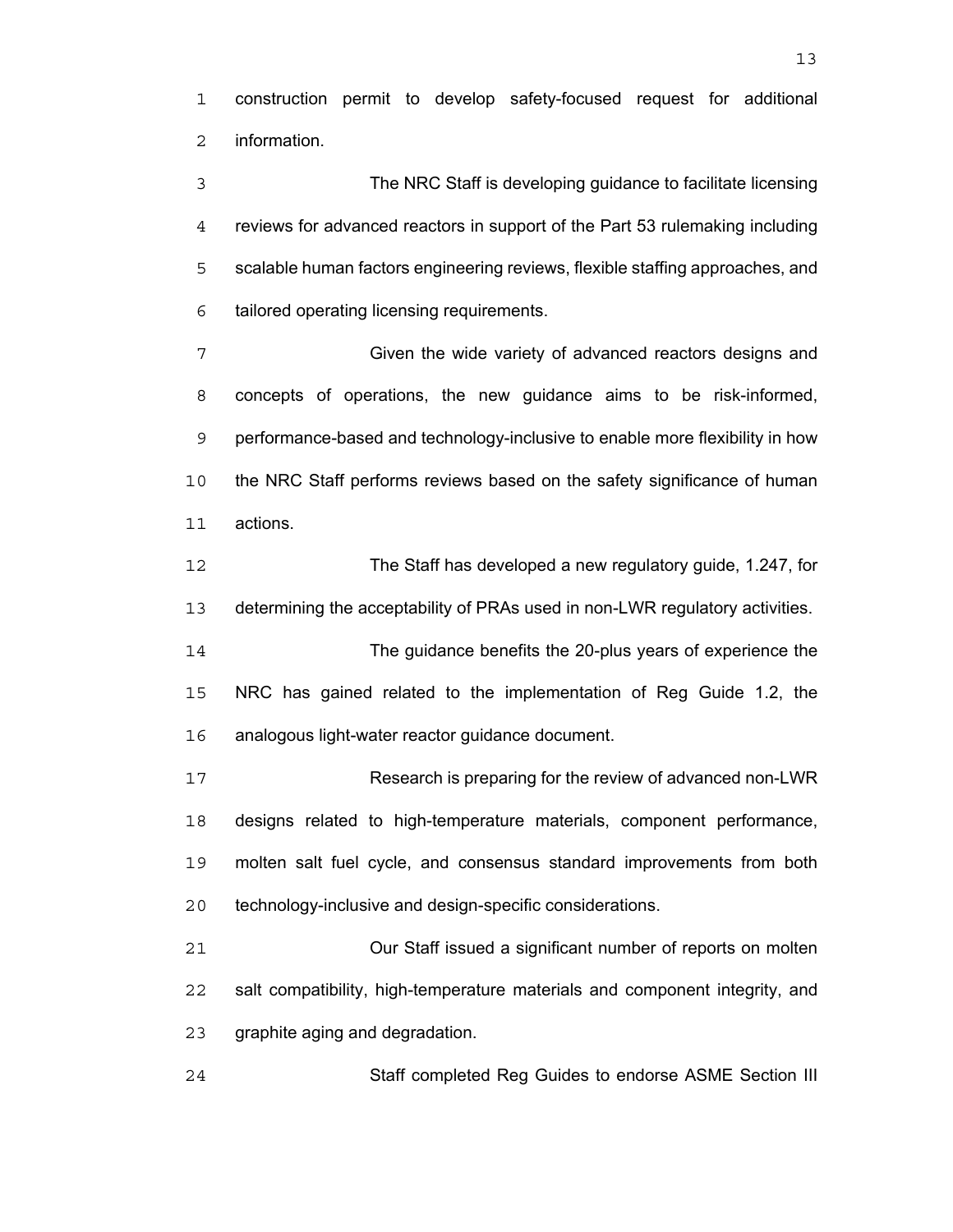construction permit to develop safety-focused request for additional information.

The NRC Staff is developing guidance to facilitate licensing reviews for advanced reactors in support of the Part 53 rulemaking including scalable human factors engineering reviews, flexible staffing approaches, and tailored operating licensing requirements.

Given the wide variety of advanced reactors designs and concepts of operations, the new guidance aims to be risk-informed, performance-based and technology-inclusive to enable more flexibility in how the NRC Staff performs reviews based on the safety significance of human actions.

The Staff has developed a new regulatory guide, 1.247, for determining the acceptability of PRAs used in non-LWR regulatory activities.

The guidance benefits the 20-plus years of experience the NRC has gained related to the implementation of Reg Guide 1.2, the analogous light-water reactor guidance document.

Research is preparing for the review of advanced non-LWR designs related to high-temperature materials, component performance, molten salt fuel cycle, and consensus standard improvements from both technology-inclusive and design-specific considerations.

Our Staff issued a significant number of reports on molten salt compatibility, high-temperature materials and component integrity, and graphite aging and degradation.

Staff completed Reg Guides to endorse ASME Section III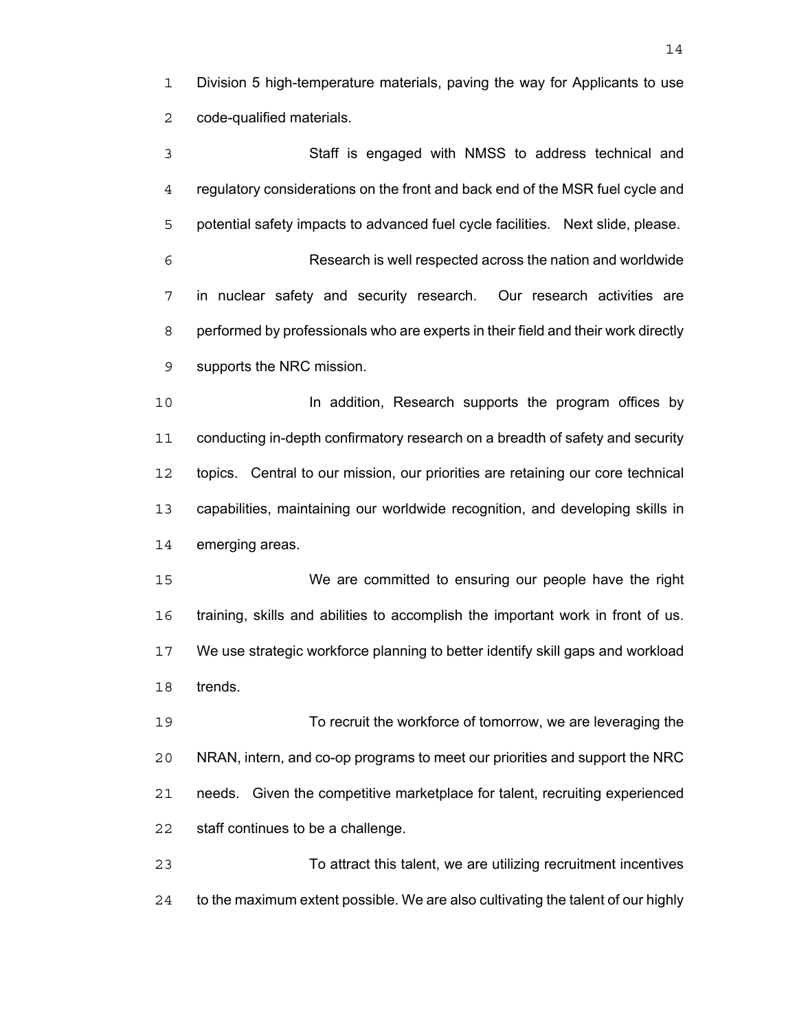Division 5 high-temperature materials, paving the way for Applicants to use code-qualified materials.

Staff is engaged with NMSS to address technical and regulatory considerations on the front and back end of the MSR fuel cycle and potential safety impacts to advanced fuel cycle facilities. Next slide, please.

Research is well respected across the nation and worldwide in nuclear safety and security research. Our research activities are performed by professionals who are experts in their field and their work directly supports the NRC mission.

In addition, Research supports the program offices by conducting in-depth confirmatory research on a breadth of safety and security topics. Central to our mission, our priorities are retaining our core technical capabilities, maintaining our worldwide recognition, and developing skills in emerging areas.

We are committed to ensuring our people have the right training, skills and abilities to accomplish the important work in front of us. We use strategic workforce planning to better identify skill gaps and workload trends.

To recruit the workforce of tomorrow, we are leveraging the NRAN, intern, and co-op programs to meet our priorities and support the NRC needs. Given the competitive marketplace for talent, recruiting experienced staff continues to be a challenge.

To attract this talent, we are utilizing recruitment incentives to the maximum extent possible. We are also cultivating the talent of our highly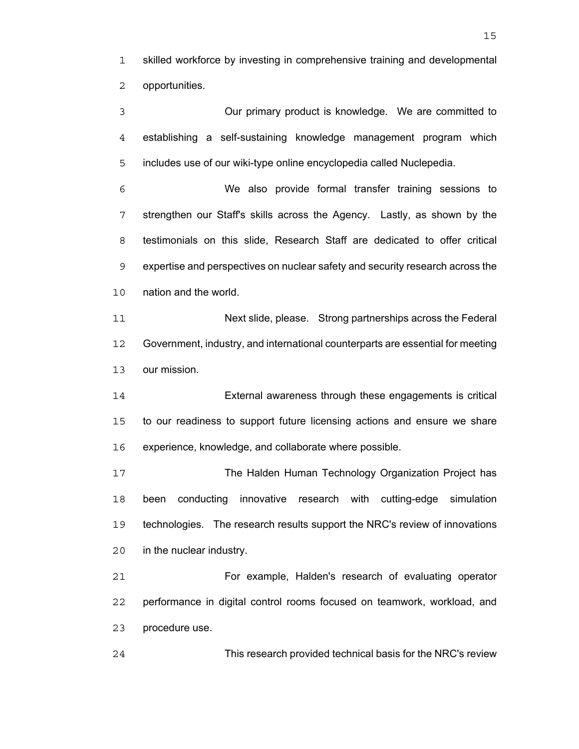skilled workforce by investing in comprehensive training and developmental opportunities.

Our primary product is knowledge. We are committed to establishing a self-sustaining knowledge management program which includes use of our wiki-type online encyclopedia called Nuclepedia.

We also provide formal transfer training sessions to strengthen our Staff's skills across the Agency. Lastly, as shown by the testimonials on this slide, Research Staff are dedicated to offer critical expertise and perspectives on nuclear safety and security research across the nation and the world.

Next slide, please. Strong partnerships across the Federal Government, industry, and international counterparts are essential for meeting our mission.

External awareness through these engagements is critical to our readiness to support future licensing actions and ensure we share experience, knowledge, and collaborate where possible.

The Halden Human Technology Organization Project has been conducting innovative research with cutting-edge simulation technologies. The research results support the NRC's review of innovations in the nuclear industry.

For example, Halden's research of evaluating operator performance in digital control rooms focused on teamwork, workload, and procedure use.

This research provided technical basis for the NRC's review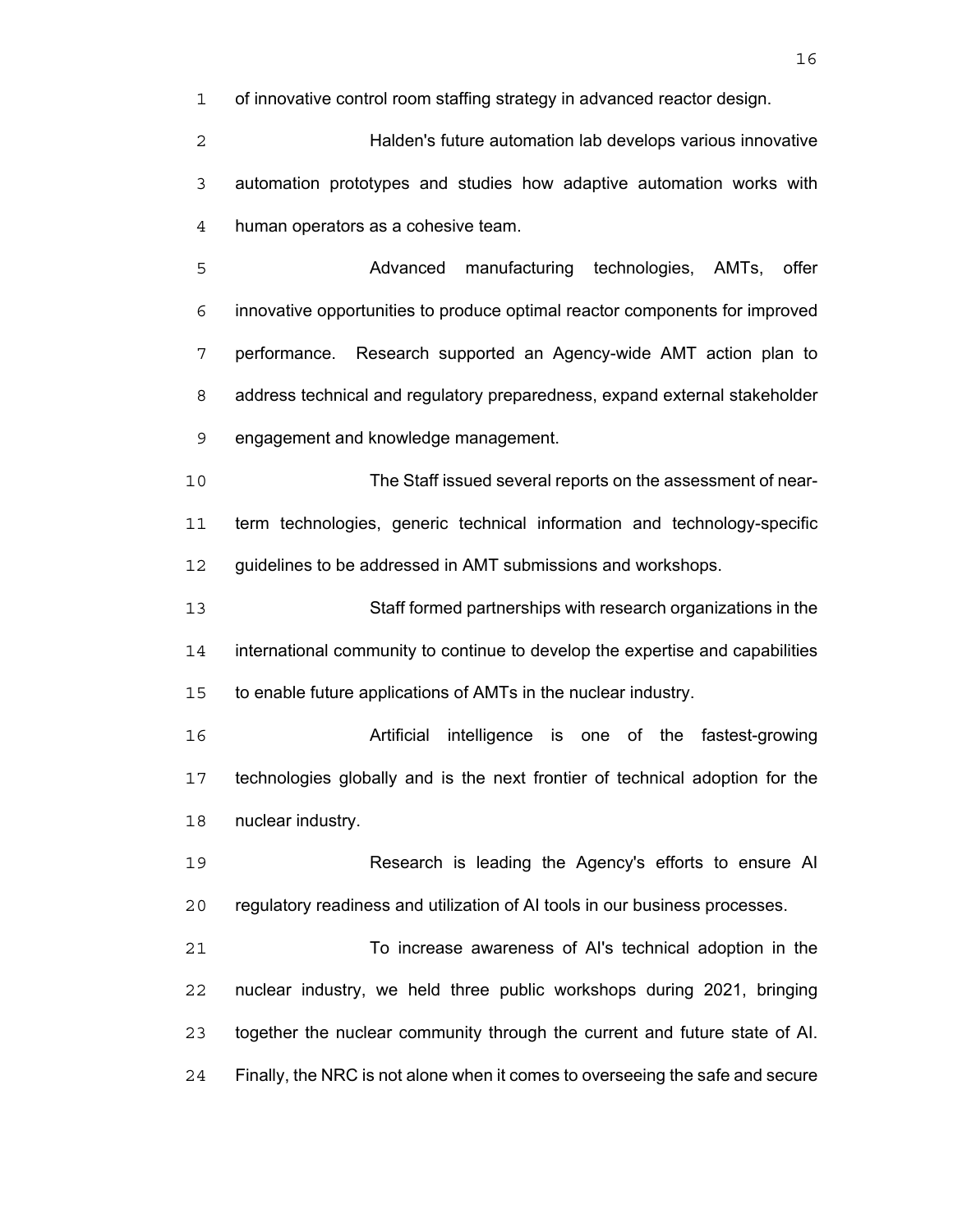of innovative control room staffing strategy in advanced reactor design.

Halden's future automation lab develops various innovative automation prototypes and studies how adaptive automation works with human operators as a cohesive team.

Advanced manufacturing technologies, AMTs, offer innovative opportunities to produce optimal reactor components for improved performance. Research supported an Agency-wide AMT action plan to address technical and regulatory preparedness, expand external stakeholder engagement and knowledge management.

The Staff issued several reports on the assessment of near-term technologies, generic technical information and technology-specific guidelines to be addressed in AMT submissions and workshops.

Staff formed partnerships with research organizations in the international community to continue to develop the expertise and capabilities to enable future applications of AMTs in the nuclear industry.

Artificial intelligence is one of the fastest-growing technologies globally and is the next frontier of technical adoption for the nuclear industry.

Research is leading the Agency's efforts to ensure AI regulatory readiness and utilization of AI tools in our business processes.

To increase awareness of AI's technical adoption in the nuclear industry, we held three public workshops during 2021, bringing together the nuclear community through the current and future state of AI. Finally, the NRC is not alone when it comes to overseeing the safe and secure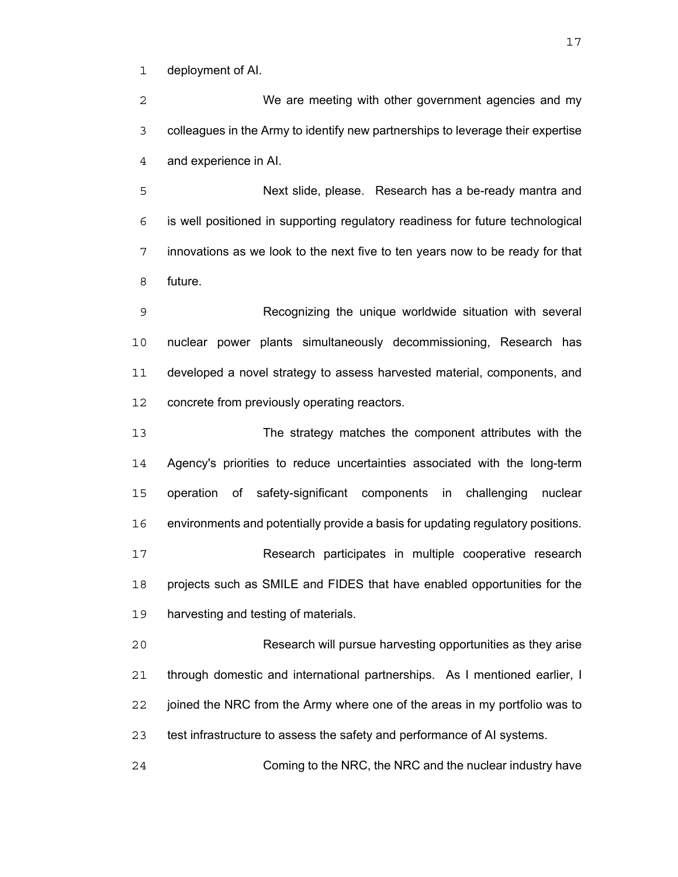deployment of AI.

We are meeting with other government agencies and my colleagues in the Army to identify new partnerships to leverage their expertise and experience in AI.

Next slide, please. Research has a be-ready mantra and is well positioned in supporting regulatory readiness for future technological innovations as we look to the next five to ten years now to be ready for that future.

Recognizing the unique worldwide situation with several nuclear power plants simultaneously decommissioning, Research has developed a novel strategy to assess harvested material, components, and concrete from previously operating reactors.

The strategy matches the component attributes with the Agency's priorities to reduce uncertainties associated with the long-term operation of safety-significant components in challenging nuclear environments and potentially provide a basis for updating regulatory positions.

Research participates in multiple cooperative research projects such as SMILE and FIDES that have enabled opportunities for the harvesting and testing of materials.

Research will pursue harvesting opportunities as they arise through domestic and international partnerships. As I mentioned earlier, I joined the NRC from the Army where one of the areas in my portfolio was to test infrastructure to assess the safety and performance of AI systems.

Coming to the NRC, the NRC and the nuclear industry have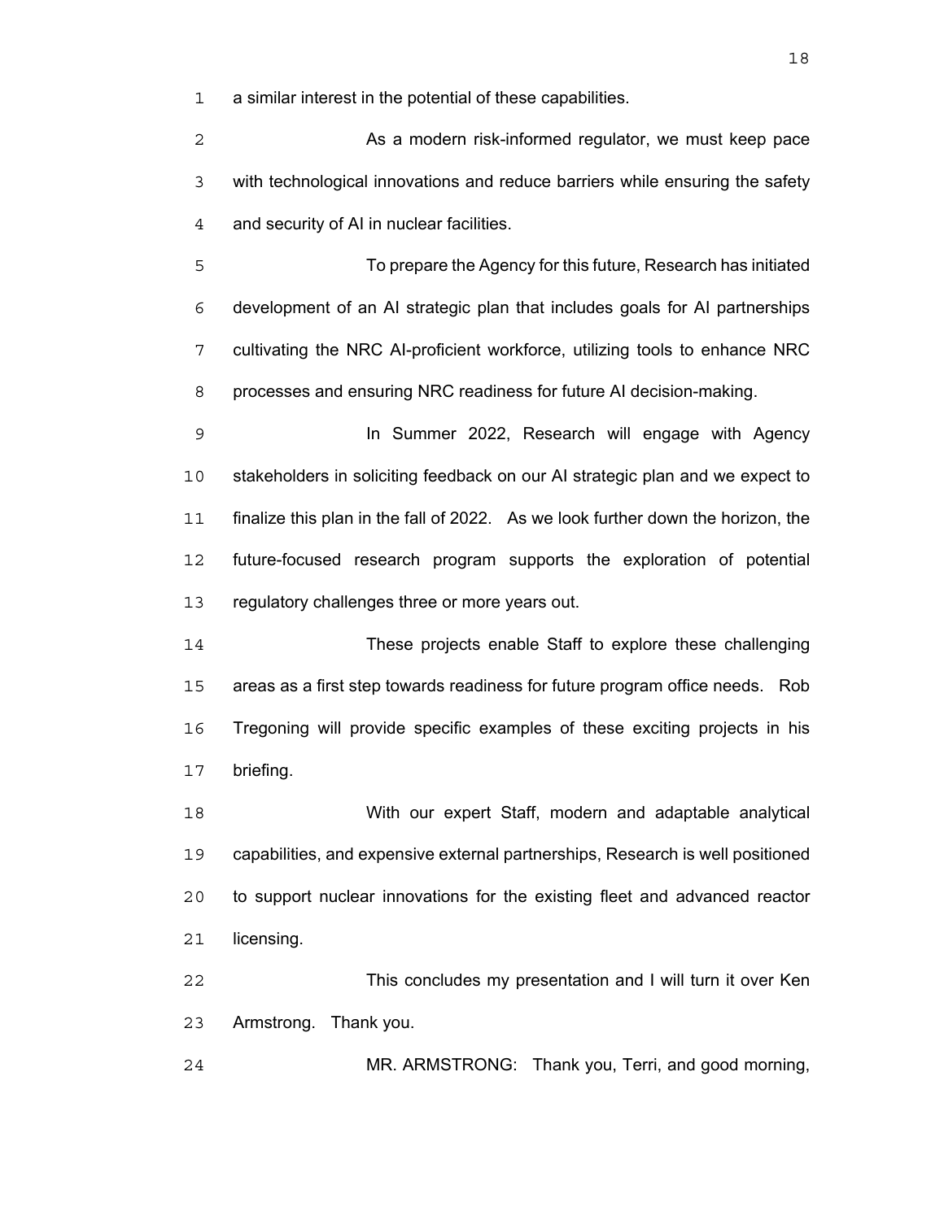a similar interest in the potential of these capabilities.

As a modern risk-informed regulator, we must keep pace with technological innovations and reduce barriers while ensuring the safety and security of AI in nuclear facilities.

To prepare the Agency for this future, Research has initiated development of an AI strategic plan that includes goals for AI partnerships cultivating the NRC AI-proficient workforce, utilizing tools to enhance NRC processes and ensuring NRC readiness for future AI decision-making.

In Summer 2022, Research will engage with Agency stakeholders in soliciting feedback on our AI strategic plan and we expect to finalize this plan in the fall of 2022. As we look further down the horizon, the future-focused research program supports the exploration of potential regulatory challenges three or more years out.

These projects enable Staff to explore these challenging areas as a first step towards readiness for future program office needs. Rob Tregoning will provide specific examples of these exciting projects in his briefing.

With our expert Staff, modern and adaptable analytical capabilities, and expensive external partnerships, Research is well positioned to support nuclear innovations for the existing fleet and advanced reactor licensing.

This concludes my presentation and I will turn it over Ken Armstrong. Thank you.

MR. ARMSTRONG: Thank you, Terri, and good morning,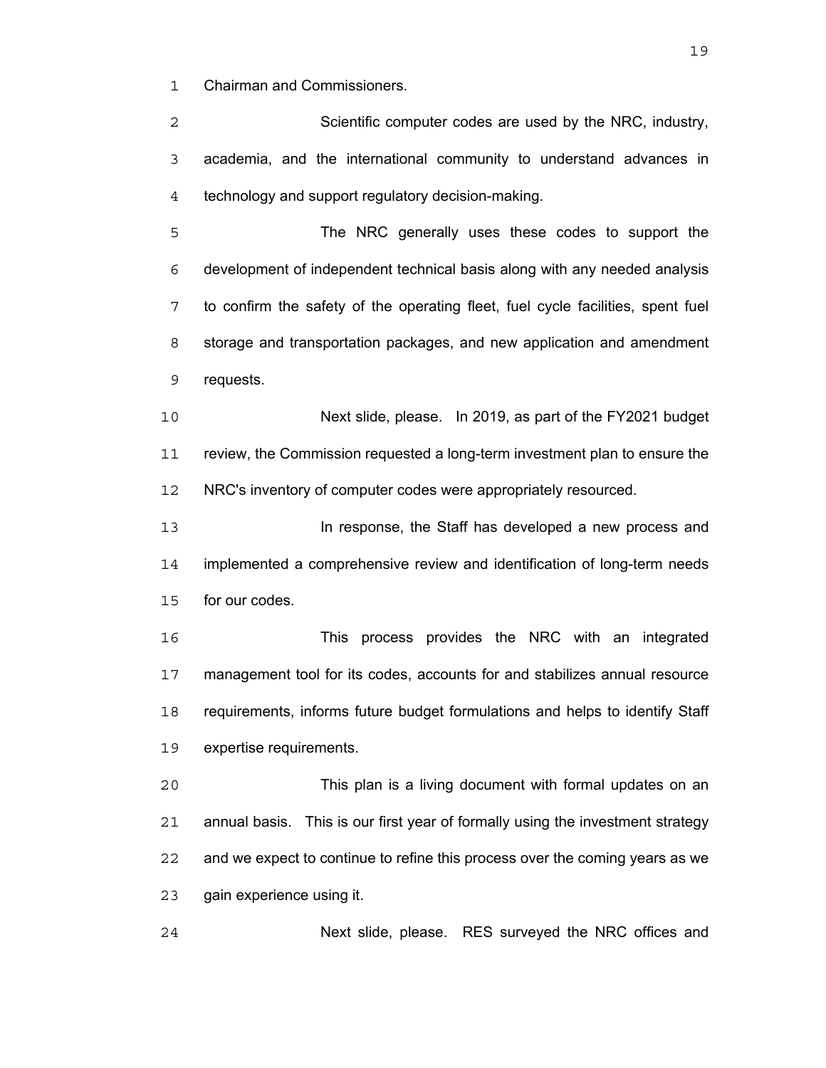Chairman and Commissioners.

Scientific computer codes are used by the NRC, industry, academia, and the international community to understand advances in technology and support regulatory decision-making.

The NRC generally uses these codes to support the development of independent technical basis along with any needed analysis to confirm the safety of the operating fleet, fuel cycle facilities, spent fuel storage and transportation packages, and new application and amendment requests.

Next slide, please. In 2019, as part of the FY2021 budget review, the Commission requested a long-term investment plan to ensure the NRC's inventory of computer codes were appropriately resourced.

In response, the Staff has developed a new process and implemented a comprehensive review and identification of long-term needs for our codes.

This process provides the NRC with an integrated management tool for its codes, accounts for and stabilizes annual resource requirements, informs future budget formulations and helps to identify Staff expertise requirements.

This plan is a living document with formal updates on an annual basis. This is our first year of formally using the investment strategy and we expect to continue to refine this process over the coming years as we gain experience using it.

Next slide, please. RES surveyed the NRC offices and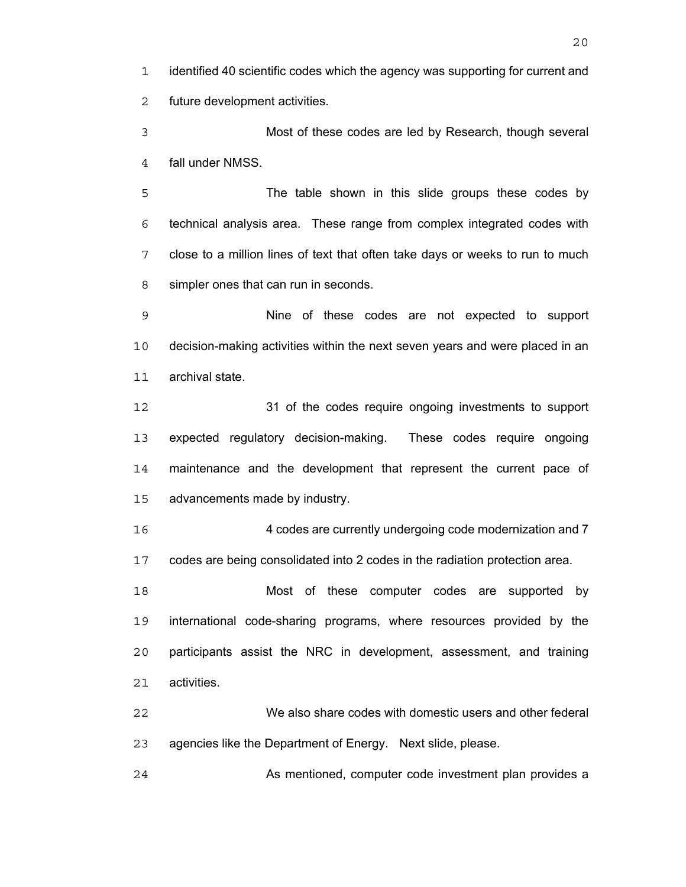identified 40 scientific codes which the agency was supporting for current and future development activities.

Most of these codes are led by Research, though several fall under NMSS.

The table shown in this slide groups these codes by technical analysis area. These range from complex integrated codes with close to a million lines of text that often take days or weeks to run to much simpler ones that can run in seconds.

Nine of these codes are not expected to support decision-making activities within the next seven years and were placed in an archival state.

31 of the codes require ongoing investments to support expected regulatory decision-making. These codes require ongoing maintenance and the development that represent the current pace of advancements made by industry.

4 codes are currently undergoing code modernization and 7 codes are being consolidated into 2 codes in the radiation protection area.

Most of these computer codes are supported by international code-sharing programs, where resources provided by the participants assist the NRC in development, assessment, and training activities.

We also share codes with domestic users and other federal agencies like the Department of Energy. Next slide, please.

As mentioned, computer code investment plan provides a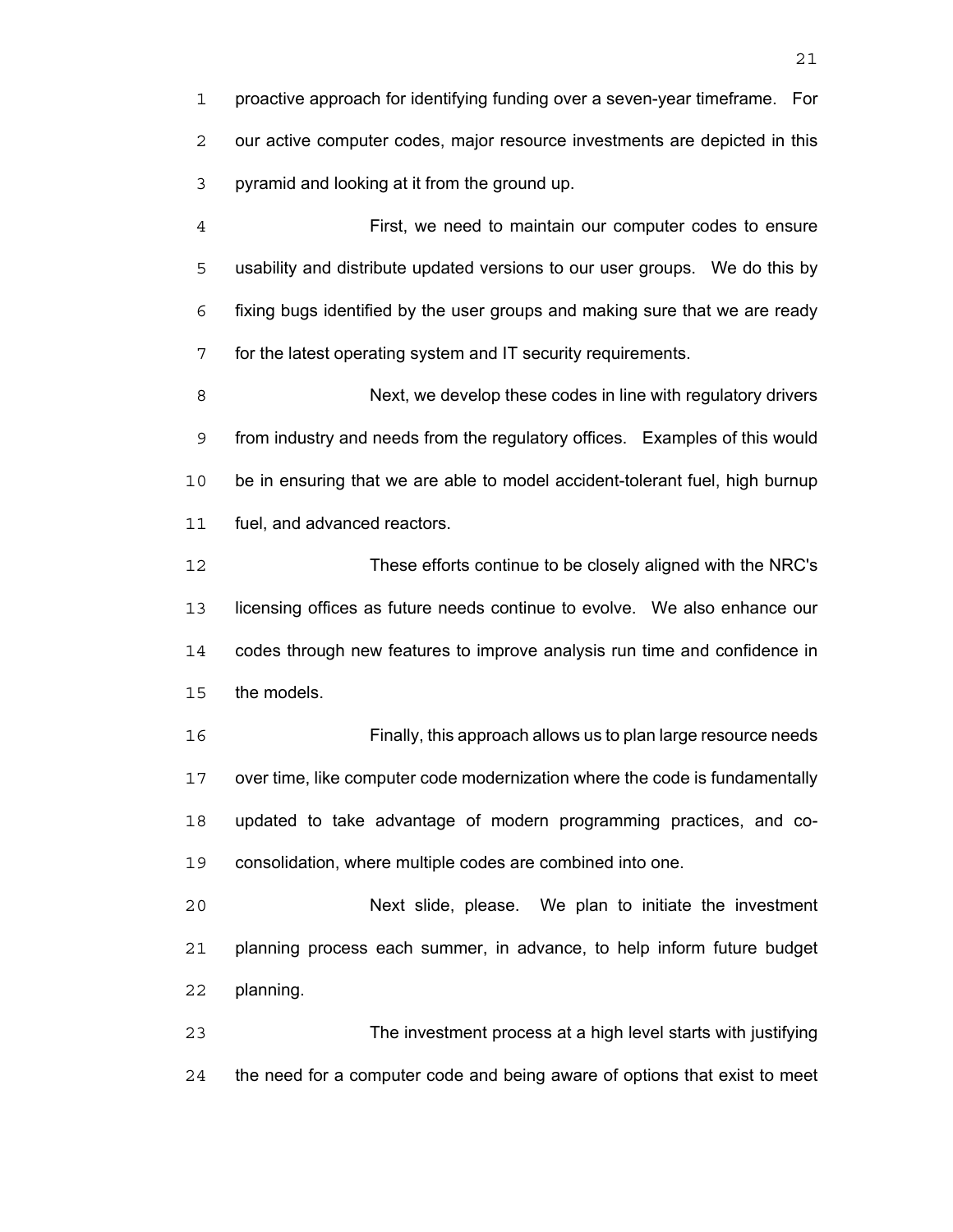proactive approach for identifying funding over a seven-year timeframe. For our active computer codes, major resource investments are depicted in this pyramid and looking at it from the ground up.

First, we need to maintain our computer codes to ensure usability and distribute updated versions to our user groups. We do this by fixing bugs identified by the user groups and making sure that we are ready for the latest operating system and IT security requirements.

Next, we develop these codes in line with regulatory drivers from industry and needs from the regulatory offices. Examples of this would be in ensuring that we are able to model accident-tolerant fuel, high burnup fuel, and advanced reactors.

These efforts continue to be closely aligned with the NRC's licensing offices as future needs continue to evolve. We also enhance our codes through new features to improve analysis run time and confidence in the models.

Finally, this approach allows us to plan large resource needs over time, like computer code modernization where the code is fundamentally updated to take advantage of modern programming practices, and co-consolidation, where multiple codes are combined into one.

Next slide, please. We plan to initiate the investment planning process each summer, in advance, to help inform future budget planning.

The investment process at a high level starts with justifying the need for a computer code and being aware of options that exist to meet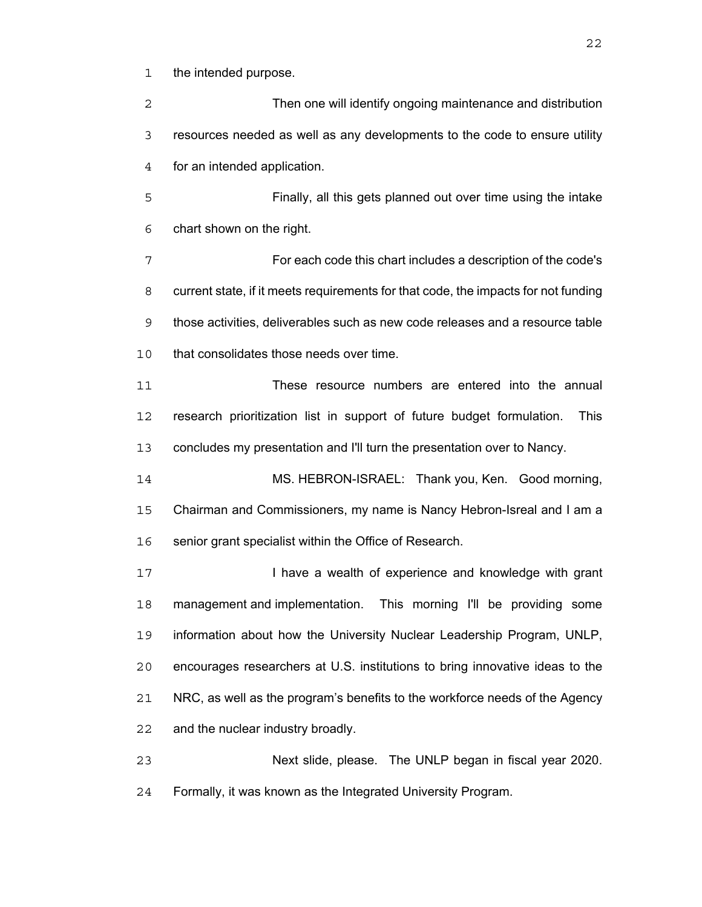the intended purpose.

Then one will identify ongoing maintenance and distribution resources needed as well as any developments to the code to ensure utility for an intended application.

Finally, all this gets planned out over time using the intake chart shown on the right.

For each code this chart includes a description of the code's current state, if it meets requirements for that code, the impacts for not funding those activities, deliverables such as new code releases and a resource table that consolidates those needs over time.

These resource numbers are entered into the annual research prioritization list in support of future budget formulation. This concludes my presentation and I'll turn the presentation over to Nancy.

MS. HEBRON-ISRAEL: Thank you, Ken. Good morning, Chairman and Commissioners, my name is Nancy Hebron-Isreal and I am a senior grant specialist within the Office of Research.

I have a wealth of experience and knowledge with grant management and implementation. This morning I'll be providing some information about how the University Nuclear Leadership Program, UNLP, encourages researchers at U.S. institutions to bring innovative ideas to the NRC, as well as the program's benefits to the workforce needs of the Agency and the nuclear industry broadly.

Next slide, please. The UNLP began in fiscal year 2020. Formally, it was known as the Integrated University Program.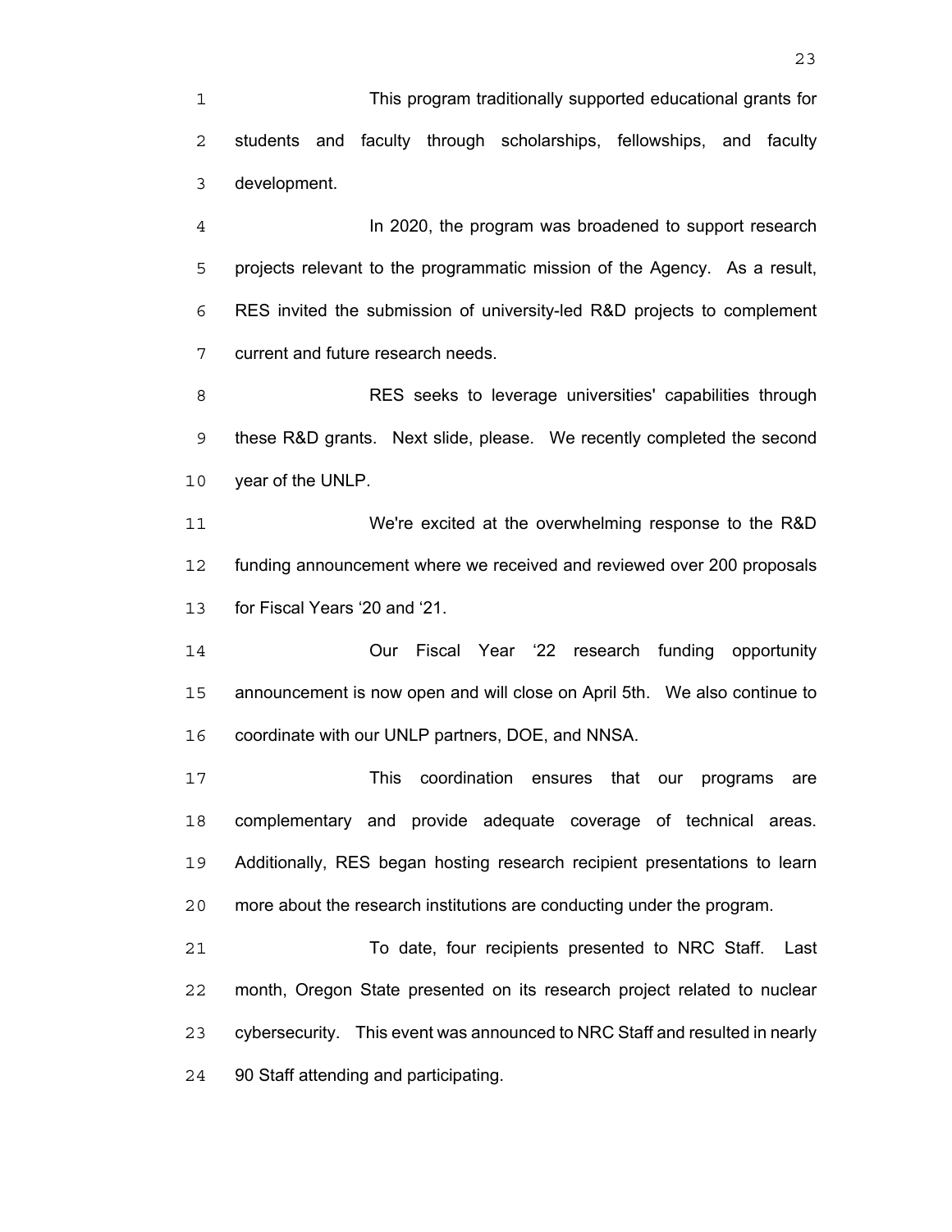This program traditionally supported educational grants for students and faculty through scholarships, fellowships, and faculty development.

In 2020, the program was broadened to support research projects relevant to the programmatic mission of the Agency. As a result, RES invited the submission of university-led R&D projects to complement current and future research needs.

RES seeks to leverage universities' capabilities through these R&D grants. Next slide, please. We recently completed the second year of the UNLP.

We're excited at the overwhelming response to the R&D funding announcement where we received and reviewed over 200 proposals for Fiscal Years '20 and '21.

Our Fiscal Year '22 research funding opportunity announcement is now open and will close on April 5th. We also continue to coordinate with our UNLP partners, DOE, and NNSA.

This coordination ensures that our programs are complementary and provide adequate coverage of technical areas. Additionally, RES began hosting research recipient presentations to learn more about the research institutions are conducting under the program.

To date, four recipients presented to NRC Staff. Last month, Oregon State presented on its research project related to nuclear cybersecurity. This event was announced to NRC Staff and resulted in nearly 90 Staff attending and participating.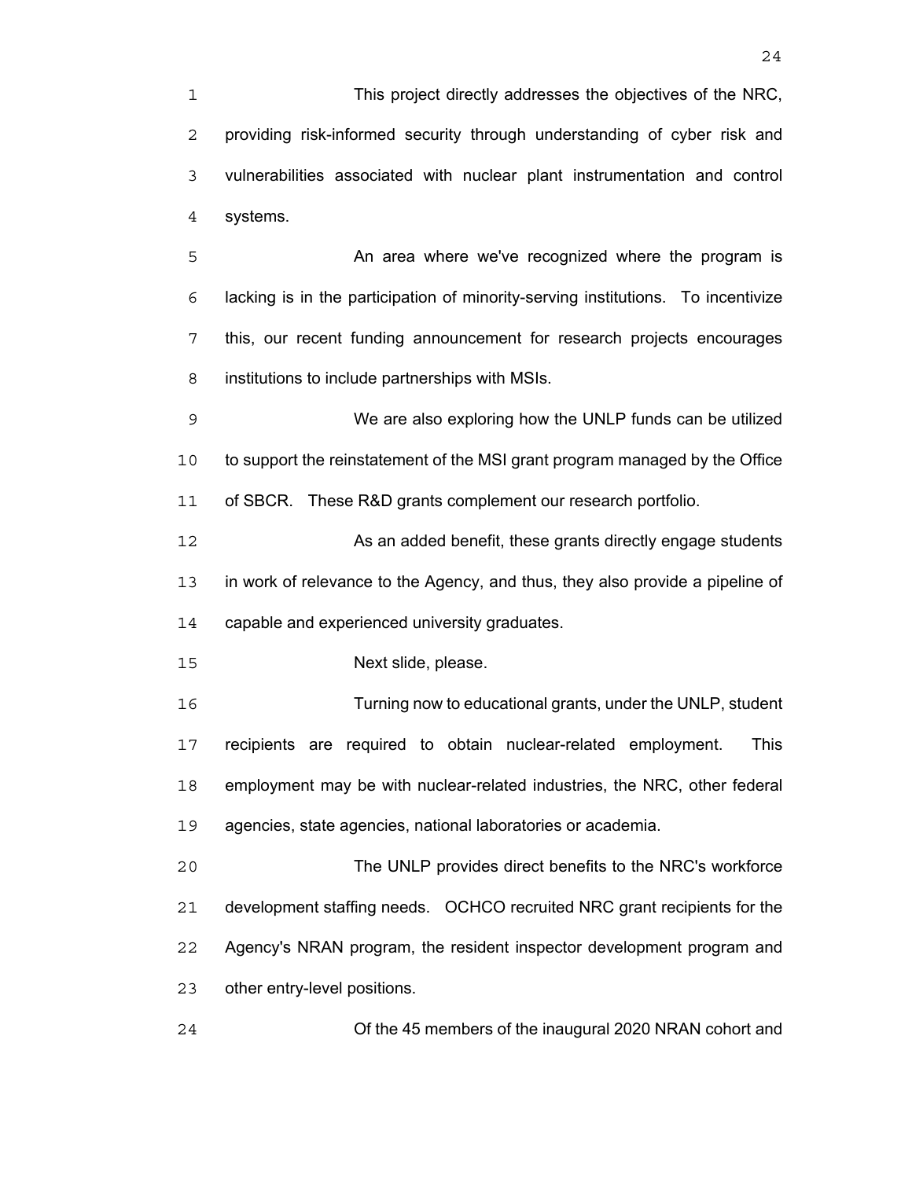This project directly addresses the objectives of the NRC, providing risk-informed security through understanding of cyber risk and vulnerabilities associated with nuclear plant instrumentation and control systems.

An area where we've recognized where the program is lacking is in the participation of minority-serving institutions. To incentivize this, our recent funding announcement for research projects encourages institutions to include partnerships with MSIs.

We are also exploring how the UNLP funds can be utilized to support the reinstatement of the MSI grant program managed by the Office of SBCR. These R&D grants complement our research portfolio.

As an added benefit, these grants directly engage students in work of relevance to the Agency, and thus, they also provide a pipeline of capable and experienced university graduates.

Next slide, please.

Turning now to educational grants, under the UNLP, student recipients are required to obtain nuclear-related employment. This employment may be with nuclear-related industries, the NRC, other federal agencies, state agencies, national laboratories or academia.

The UNLP provides direct benefits to the NRC's workforce development staffing needs. OCHCO recruited NRC grant recipients for the Agency's NRAN program, the resident inspector development program and other entry-level positions.

Of the 45 members of the inaugural 2020 NRAN cohort and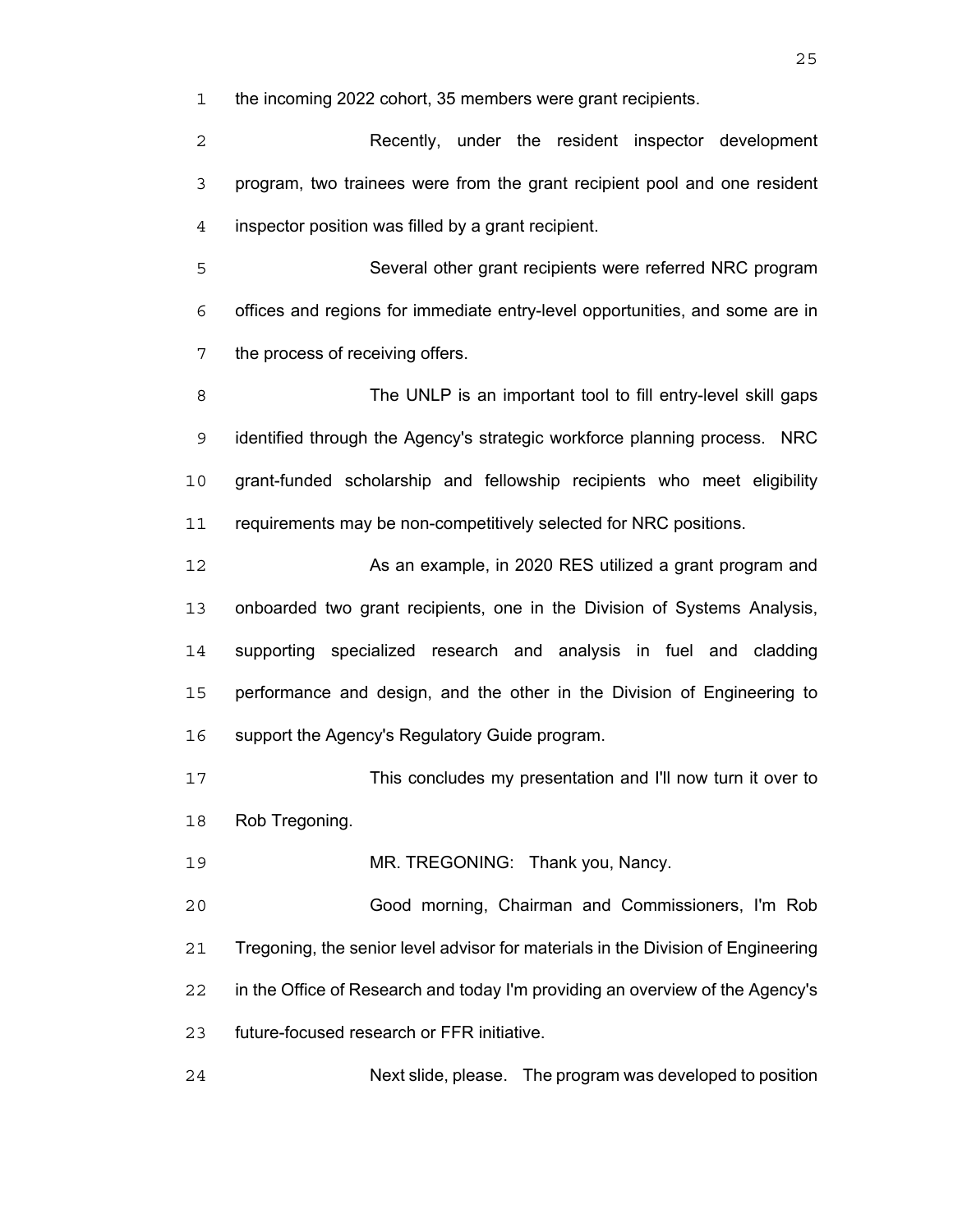the incoming 2022 cohort, 35 members were grant recipients.

Recently, under the resident inspector development program, two trainees were from the grant recipient pool and one resident inspector position was filled by a grant recipient.

Several other grant recipients were referred NRC program offices and regions for immediate entry-level opportunities, and some are in the process of receiving offers.

The UNLP is an important tool to fill entry-level skill gaps identified through the Agency's strategic workforce planning process. NRC grant-funded scholarship and fellowship recipients who meet eligibility requirements may be non-competitively selected for NRC positions.

As an example, in 2020 RES utilized a grant program and onboarded two grant recipients, one in the Division of Systems Analysis, supporting specialized research and analysis in fuel and cladding performance and design, and the other in the Division of Engineering to support the Agency's Regulatory Guide program.

This concludes my presentation and I'll now turn it over to Rob Tregoning.

MR. TREGONING: Thank you, Nancy.

Good morning, Chairman and Commissioners, I'm Rob Tregoning, the senior level advisor for materials in the Division of Engineering in the Office of Research and today I'm providing an overview of the Agency's future-focused research or FFR initiative.

Next slide, please. The program was developed to position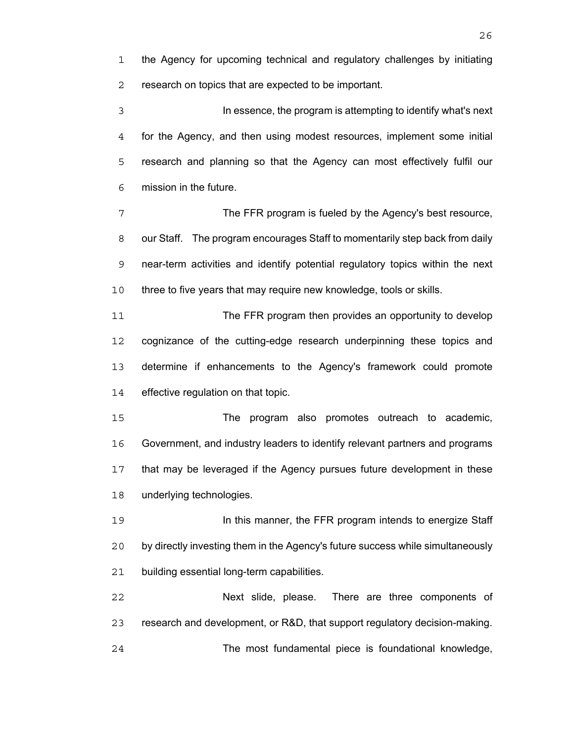the Agency for upcoming technical and regulatory challenges by initiating research on topics that are expected to be important.

In essence, the program is attempting to identify what's next for the Agency, and then using modest resources, implement some initial research and planning so that the Agency can most effectively fulfil our mission in the future.

The FFR program is fueled by the Agency's best resource, our Staff. The program encourages Staff to momentarily step back from daily near-term activities and identify potential regulatory topics within the next three to five years that may require new knowledge, tools or skills.

The FFR program then provides an opportunity to develop cognizance of the cutting-edge research underpinning these topics and determine if enhancements to the Agency's framework could promote effective regulation on that topic.

The program also promotes outreach to academic, Government, and industry leaders to identify relevant partners and programs that may be leveraged if the Agency pursues future development in these underlying technologies.

In this manner, the FFR program intends to energize Staff by directly investing them in the Agency's future success while simultaneously building essential long-term capabilities.

Next slide, please. There are three components of research and development, or R&D, that support regulatory decision-making.

The most fundamental piece is foundational knowledge,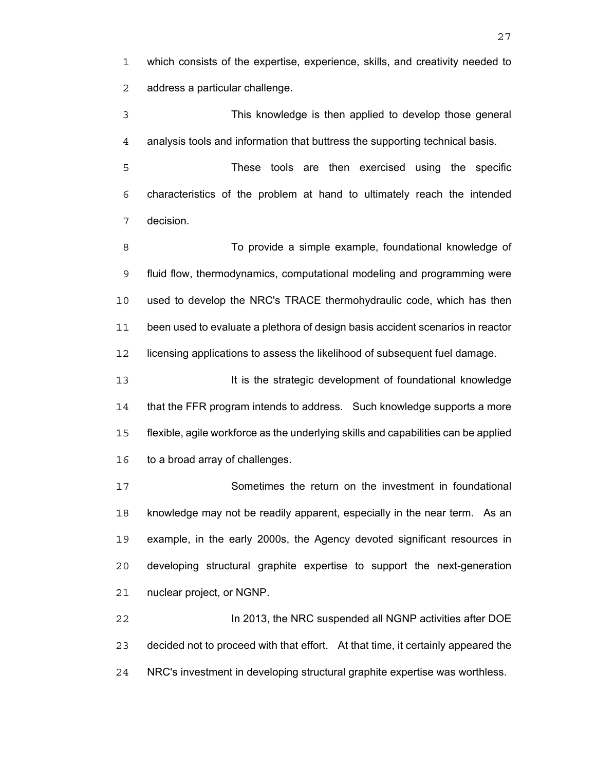which consists of the expertise, experience, skills, and creativity needed to address a particular challenge.

This knowledge is then applied to develop those general analysis tools and information that buttress the supporting technical basis.

These tools are then exercised using the specific characteristics of the problem at hand to ultimately reach the intended decision.

To provide a simple example, foundational knowledge of fluid flow, thermodynamics, computational modeling and programming were used to develop the NRC's TRACE thermohydraulic code, which has then been used to evaluate a plethora of design basis accident scenarios in reactor licensing applications to assess the likelihood of subsequent fuel damage.

It is the strategic development of foundational knowledge that the FFR program intends to address. Such knowledge supports a more flexible, agile workforce as the underlying skills and capabilities can be applied to a broad array of challenges.

Sometimes the return on the investment in foundational knowledge may not be readily apparent, especially in the near term. As an example, in the early 2000s, the Agency devoted significant resources in developing structural graphite expertise to support the next-generation nuclear project, or NGNP.

In 2013, the NRC suspended all NGNP activities after DOE decided not to proceed with that effort. At that time, it certainly appeared the NRC's investment in developing structural graphite expertise was worthless.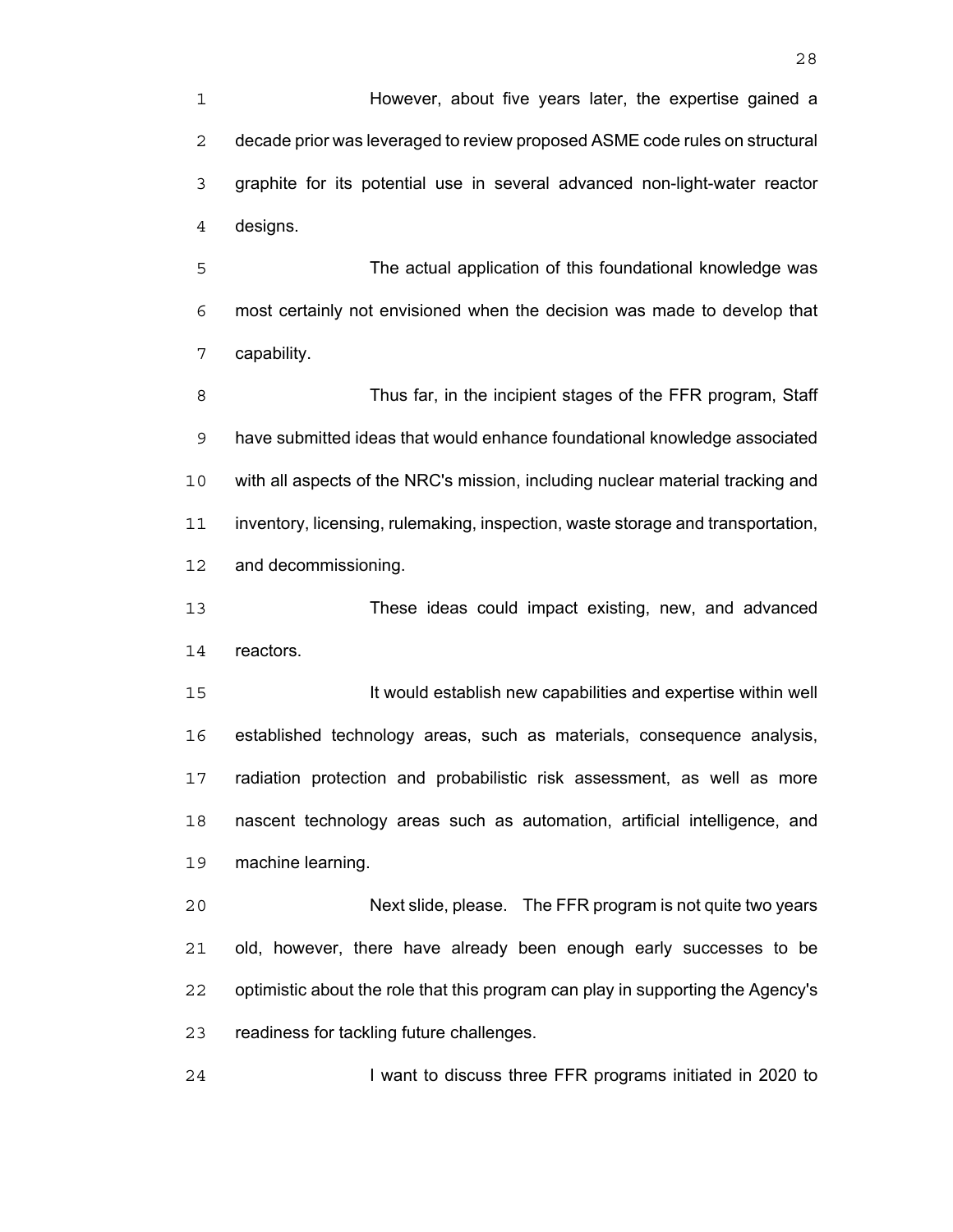However, about five years later, the expertise gained a decade prior was leveraged to review proposed ASME code rules on structural graphite for its potential use in several advanced non-light-water reactor designs.

The actual application of this foundational knowledge was most certainly not envisioned when the decision was made to develop that capability.

Thus far, in the incipient stages of the FFR program, Staff have submitted ideas that would enhance foundational knowledge associated with all aspects of the NRC's mission, including nuclear material tracking and inventory, licensing, rulemaking, inspection, waste storage and transportation, and decommissioning.

These ideas could impact existing, new, and advanced reactors.

It would establish new capabilities and expertise within well established technology areas, such as materials, consequence analysis, radiation protection and probabilistic risk assessment, as well as more nascent technology areas such as automation, artificial intelligence, and machine learning.

Next slide, please. The FFR program is not quite two years old, however, there have already been enough early successes to be optimistic about the role that this program can play in supporting the Agency's readiness for tackling future challenges.

I want to discuss three FFR programs initiated in 2020 to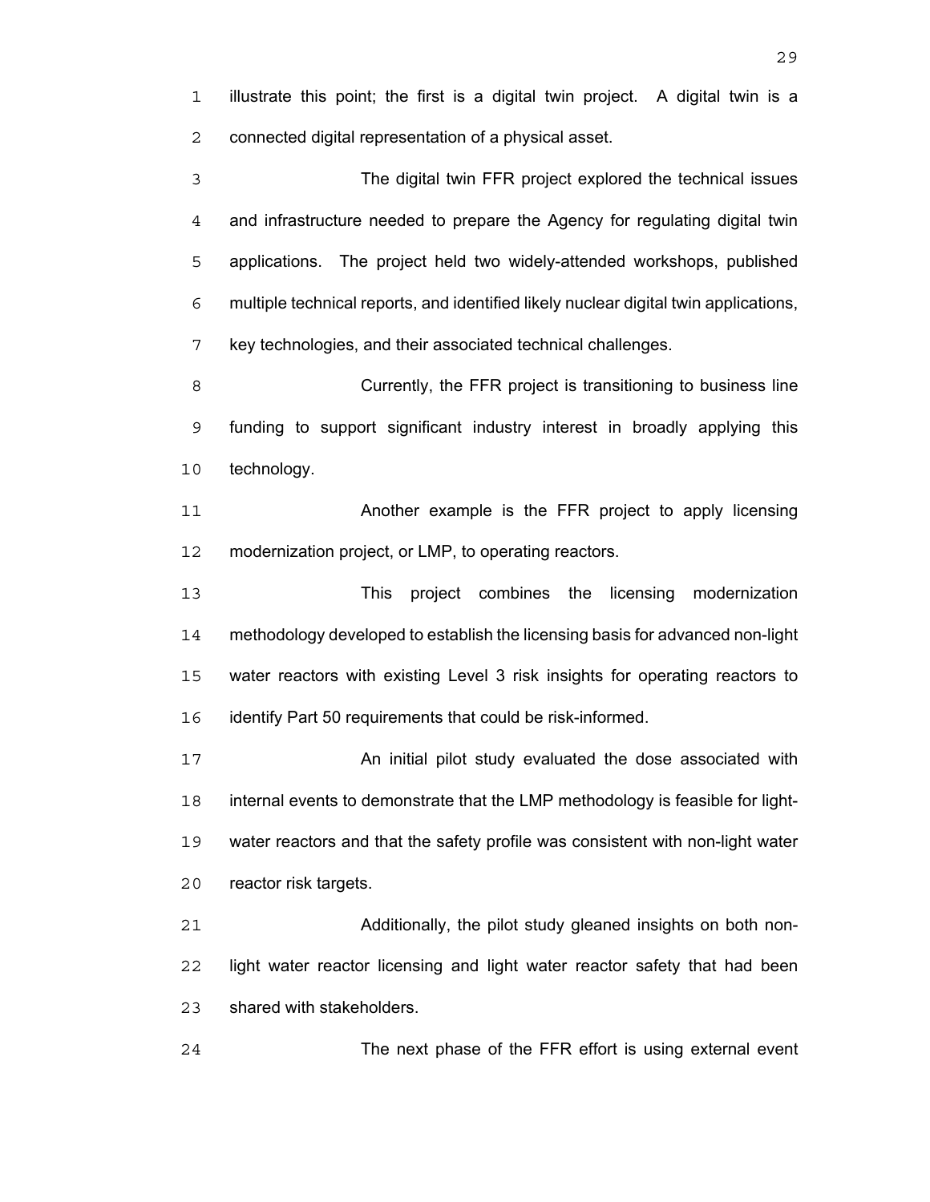illustrate this point; the first is a digital twin project. A digital twin is a connected digital representation of a physical asset.

The digital twin FFR project explored the technical issues and infrastructure needed to prepare the Agency for regulating digital twin applications. The project held two widely-attended workshops, published multiple technical reports, and identified likely nuclear digital twin applications, key technologies, and their associated technical challenges.

Currently, the FFR project is transitioning to business line funding to support significant industry interest in broadly applying this technology.

Another example is the FFR project to apply licensing modernization project, or LMP, to operating reactors.

This project combines the licensing modernization methodology developed to establish the licensing basis for advanced non-light water reactors with existing Level 3 risk insights for operating reactors to identify Part 50 requirements that could be risk-informed.

An initial pilot study evaluated the dose associated with internal events to demonstrate that the LMP methodology is feasible for light-water reactors and that the safety profile was consistent with non-light water reactor risk targets.

Additionally, the pilot study gleaned insights on both non-light water reactor licensing and light water reactor safety that had been shared with stakeholders.

The next phase of the FFR effort is using external event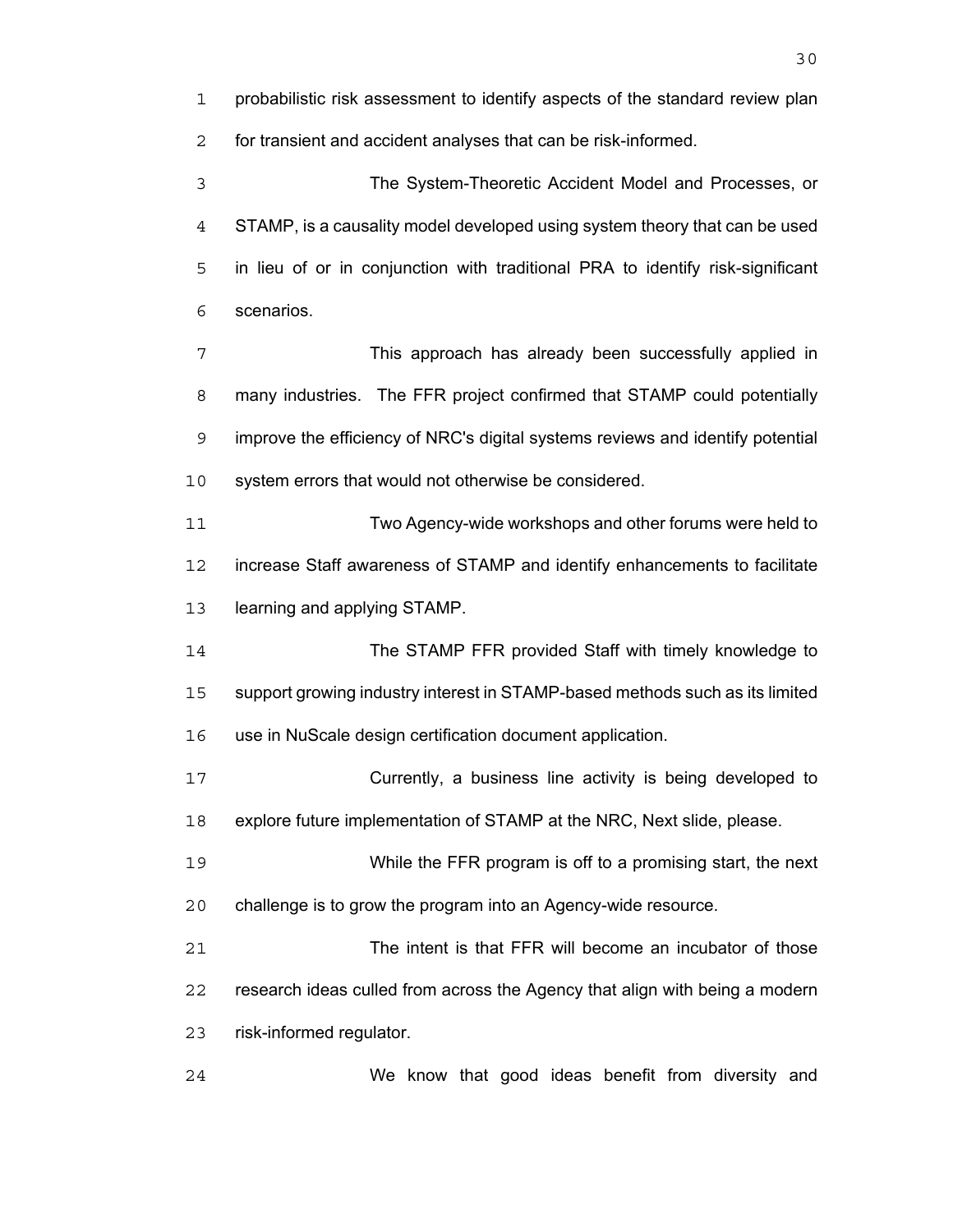probabilistic risk assessment to identify aspects of the standard review plan for transient and accident analyses that can be risk-informed.

The System-Theoretic Accident Model and Processes, or STAMP, is a causality model developed using system theory that can be used in lieu of or in conjunction with traditional PRA to identify risk-significant scenarios.

This approach has already been successfully applied in many industries. The FFR project confirmed that STAMP could potentially improve the efficiency of NRC's digital systems reviews and identify potential system errors that would not otherwise be considered.

Two Agency-wide workshops and other forums were held to increase Staff awareness of STAMP and identify enhancements to facilitate learning and applying STAMP.

The STAMP FFR provided Staff with timely knowledge to support growing industry interest in STAMP-based methods such as its limited use in NuScale design certification document application.

Currently, a business line activity is being developed to explore future implementation of STAMP at the NRC, Next slide, please.

While the FFR program is off to a promising start, the next challenge is to grow the program into an Agency-wide resource.

The intent is that FFR will become an incubator of those research ideas culled from across the Agency that align with being a modern risk-informed regulator.

We know that good ideas benefit from diversity and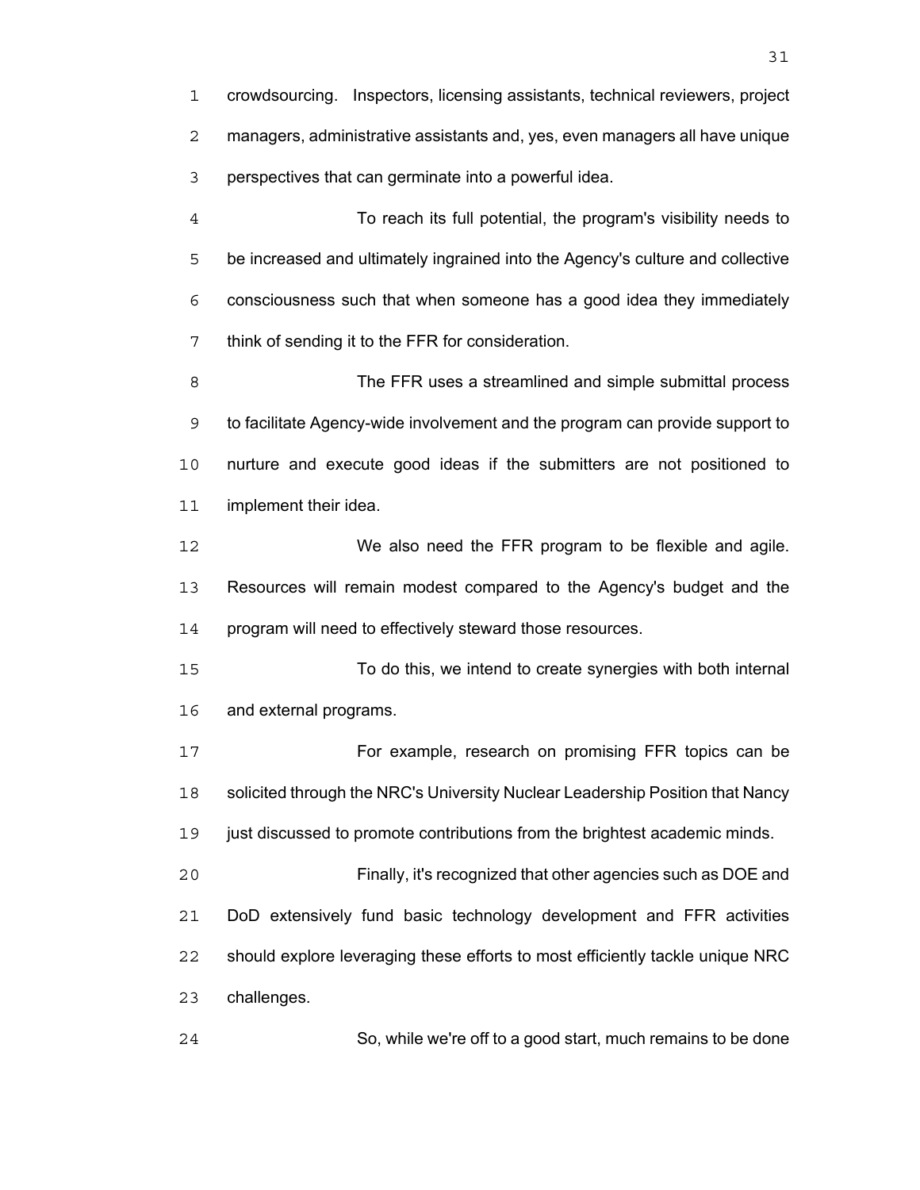crowdsourcing. Inspectors, licensing assistants, technical reviewers, project managers, administrative assistants and, yes, even managers all have unique perspectives that can germinate into a powerful idea.

To reach its full potential, the program's visibility needs to be increased and ultimately ingrained into the Agency's culture and collective consciousness such that when someone has a good idea they immediately think of sending it to the FFR for consideration.

The FFR uses a streamlined and simple submittal process to facilitate Agency-wide involvement and the program can provide support to nurture and execute good ideas if the submitters are not positioned to implement their idea.

We also need the FFR program to be flexible and agile. Resources will remain modest compared to the Agency's budget and the program will need to effectively steward those resources.

To do this, we intend to create synergies with both internal and external programs.

For example, research on promising FFR topics can be solicited through the NRC's University Nuclear Leadership Position that Nancy just discussed to promote contributions from the brightest academic minds.

Finally, it's recognized that other agencies such as DOE and DoD extensively fund basic technology development and FFR activities should explore leveraging these efforts to most efficiently tackle unique NRC challenges.

So, while we're off to a good start, much remains to be done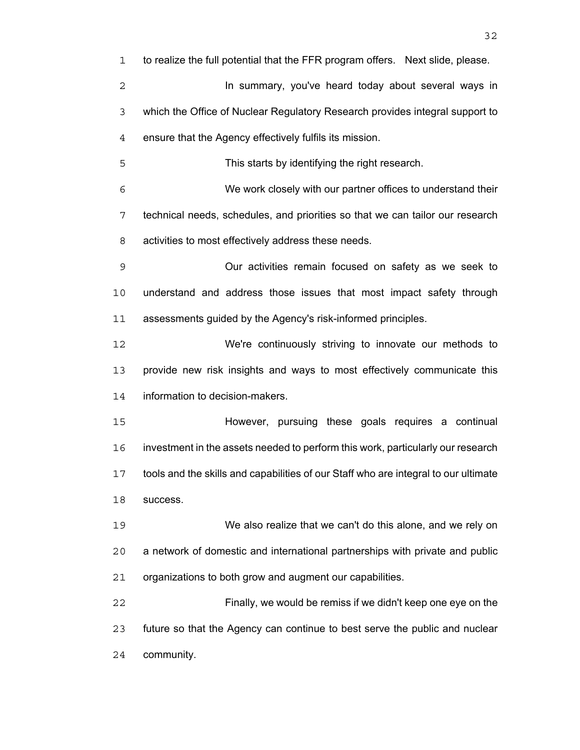to realize the full potential that the FFR program offers. Next slide, please.

In summary, you've heard today about several ways in which the Office of Nuclear Regulatory Research provides integral support to ensure that the Agency effectively fulfils its mission.

This starts by identifying the right research.

We work closely with our partner offices to understand their technical needs, schedules, and priorities so that we can tailor our research activities to most effectively address these needs.

Our activities remain focused on safety as we seek to understand and address those issues that most impact safety through assessments guided by the Agency's risk-informed principles.

We're continuously striving to innovate our methods to provide new risk insights and ways to most effectively communicate this information to decision-makers.

However, pursuing these goals requires a continual investment in the assets needed to perform this work, particularly our research tools and the skills and capabilities of our Staff who are integral to our ultimate success.

We also realize that we can't do this alone, and we rely on a network of domestic and international partnerships with private and public organizations to both grow and augment our capabilities.

Finally, we would be remiss if we didn't keep one eye on the future so that the Agency can continue to best serve the public and nuclear community.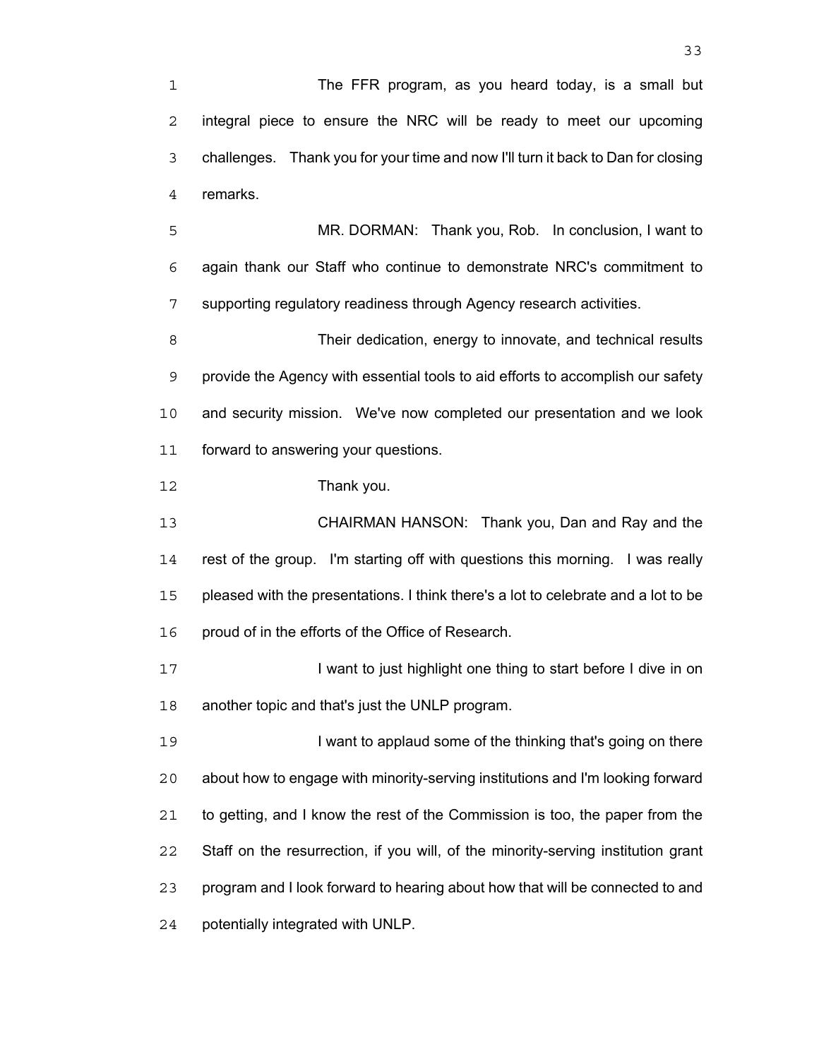The FFR program, as you heard today, is a small but integral piece to ensure the NRC will be ready to meet our upcoming challenges. Thank you for your time and now I'll turn it back to Dan for closing remarks.

MR. DORMAN: Thank you, Rob. In conclusion, I want to again thank our Staff who continue to demonstrate NRC's commitment to supporting regulatory readiness through Agency research activities.

Their dedication, energy to innovate, and technical results provide the Agency with essential tools to aid efforts to accomplish our safety and security mission. We've now completed our presentation and we look forward to answering your questions.

Thank you.

CHAIRMAN HANSON: Thank you, Dan and Ray and the rest of the group. I'm starting off with questions this morning. I was really pleased with the presentations. I think there's a lot to celebrate and a lot to be proud of in the efforts of the Office of Research.

I want to just highlight one thing to start before I dive in on another topic and that's just the UNLP program.

I want to applaud some of the thinking that's going on there about how to engage with minority-serving institutions and I'm looking forward to getting, and I know the rest of the Commission is too, the paper from the Staff on the resurrection, if you will, of the minority-serving institution grant program and I look forward to hearing about how that will be connected to and potentially integrated with UNLP.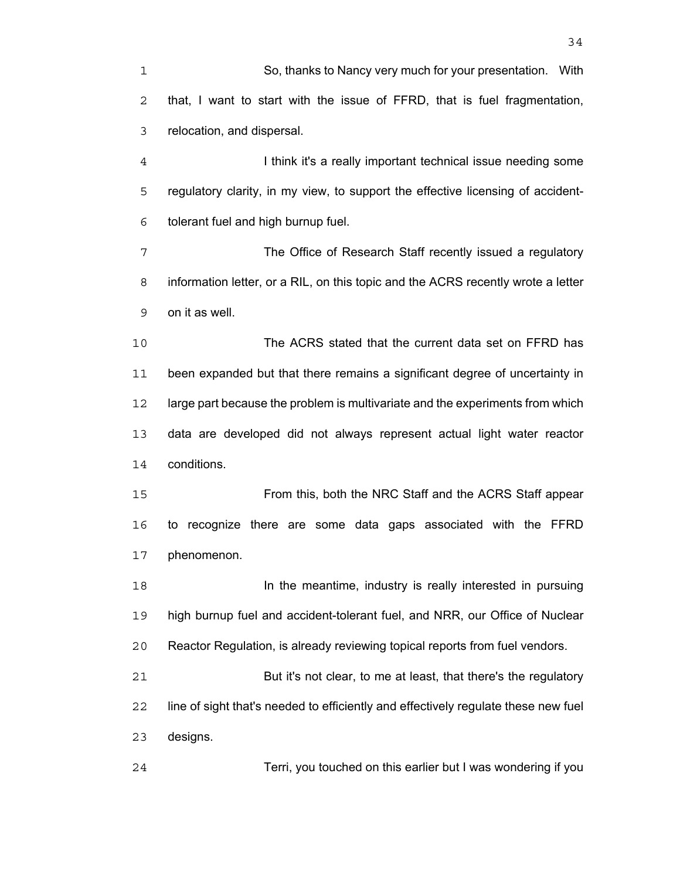So, thanks to Nancy very much for your presentation. With that, I want to start with the issue of FFRD, that is fuel fragmentation, relocation, and dispersal.

I think it's a really important technical issue needing some regulatory clarity, in my view, to support the effective licensing of accident-tolerant fuel and high burnup fuel.

The Office of Research Staff recently issued a regulatory information letter, or a RIL, on this topic and the ACRS recently wrote a letter on it as well.

The ACRS stated that the current data set on FFRD has been expanded but that there remains a significant degree of uncertainty in large part because the problem is multivariate and the experiments from which data are developed did not always represent actual light water reactor conditions.

From this, both the NRC Staff and the ACRS Staff appear to recognize there are some data gaps associated with the FFRD phenomenon.

In the meantime, industry is really interested in pursuing high burnup fuel and accident-tolerant fuel, and NRR, our Office of Nuclear Reactor Regulation, is already reviewing topical reports from fuel vendors.

But it's not clear, to me at least, that there's the regulatory line of sight that's needed to efficiently and effectively regulate these new fuel designs.

Terri, you touched on this earlier but I was wondering if you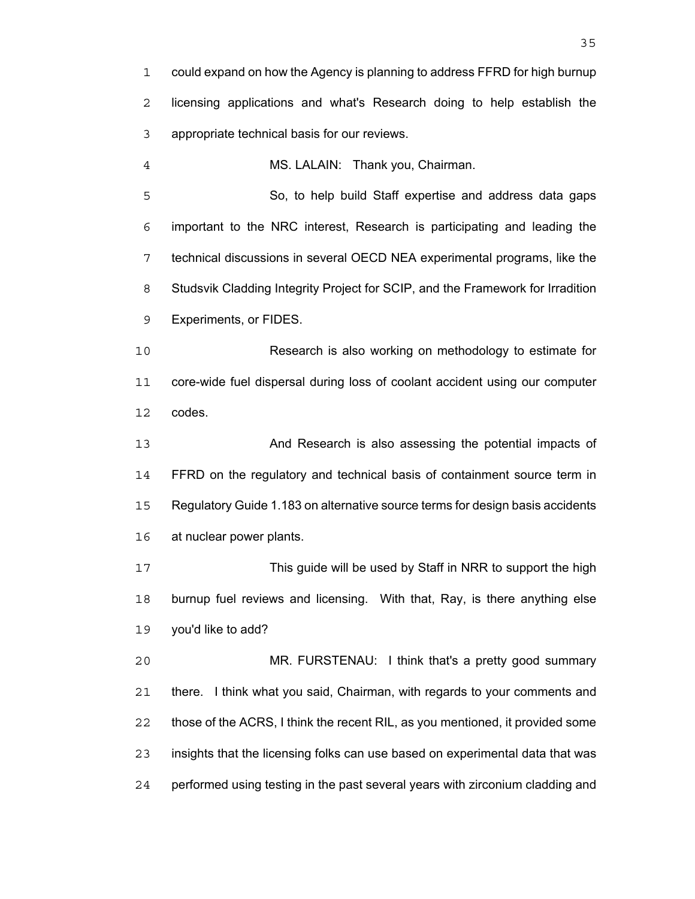could expand on how the Agency is planning to address FFRD for high burnup licensing applications and what's Research doing to help establish the appropriate technical basis for our reviews.

MS. LALAIN: Thank you, Chairman.

So, to help build Staff expertise and address data gaps important to the NRC interest, Research is participating and leading the technical discussions in several OECD NEA experimental programs, like the Studsvik Cladding Integrity Project for SCIP, and the Framework for Irradition Experiments, or FIDES.

Research is also working on methodology to estimate for core-wide fuel dispersal during loss of coolant accident using our computer codes.

And Research is also assessing the potential impacts of FFRD on the regulatory and technical basis of containment source term in Regulatory Guide 1.183 on alternative source terms for design basis accidents at nuclear power plants.

This guide will be used by Staff in NRR to support the high burnup fuel reviews and licensing. With that, Ray, is there anything else you'd like to add?

MR. FURSTENAU: I think that's a pretty good summary there. I think what you said, Chairman, with regards to your comments and those of the ACRS, I think the recent RIL, as you mentioned, it provided some insights that the licensing folks can use based on experimental data that was performed using testing in the past several years with zirconium cladding and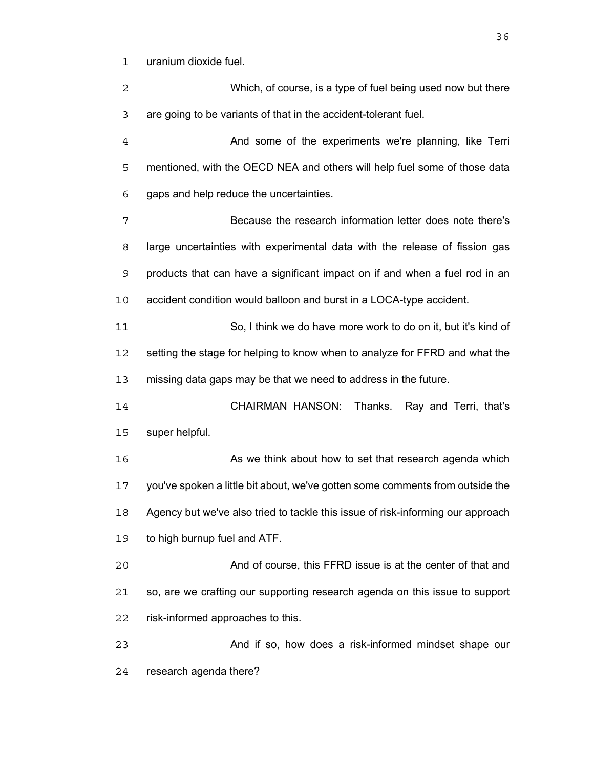uranium dioxide fuel.

Which, of course, is a type of fuel being used now but there are going to be variants of that in the accident-tolerant fuel.

And some of the experiments we're planning, like Terri mentioned, with the OECD NEA and others will help fuel some of those data gaps and help reduce the uncertainties.

Because the research information letter does note there's large uncertainties with experimental data with the release of fission gas products that can have a significant impact on if and when a fuel rod in an accident condition would balloon and burst in a LOCA-type accident.

So, I think we do have more work to do on it, but it's kind of setting the stage for helping to know when to analyze for FFRD and what the missing data gaps may be that we need to address in the future.

CHAIRMAN HANSON: Thanks. Ray and Terri, that's super helpful.

As we think about how to set that research agenda which you've spoken a little bit about, we've gotten some comments from outside the Agency but we've also tried to tackle this issue of risk-informing our approach to high burnup fuel and ATF.

And of course, this FFRD issue is at the center of that and so, are we crafting our supporting research agenda on this issue to support risk-informed approaches to this.

And if so, how does a risk-informed mindset shape our research agenda there?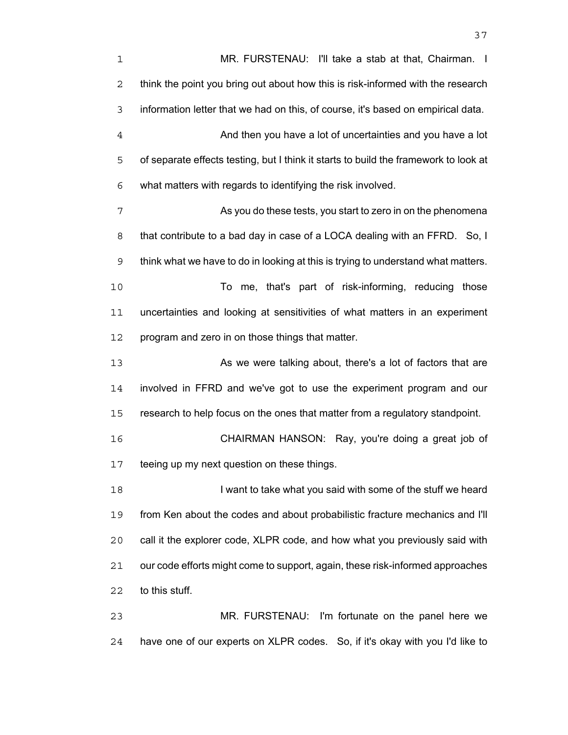MR. FURSTENAU: I'll take a stab at that, Chairman. I think the point you bring out about how this is risk-informed with the research information letter that we had on this, of course, it's based on empirical data.

And then you have a lot of uncertainties and you have a lot of separate effects testing, but I think it starts to build the framework to look at what matters with regards to identifying the risk involved.

As you do these tests, you start to zero in on the phenomena that contribute to a bad day in case of a LOCA dealing with an FFRD. So, I think what we have to do in looking at this is trying to understand what matters.

To me, that's part of risk-informing, reducing those uncertainties and looking at sensitivities of what matters in an experiment program and zero in on those things that matter.

As we were talking about, there's a lot of factors that are involved in FFRD and we've got to use the experiment program and our research to help focus on the ones that matter from a regulatory standpoint.

CHAIRMAN HANSON: Ray, you're doing a great job of teeing up my next question on these things.

I want to take what you said with some of the stuff we heard from Ken about the codes and about probabilistic fracture mechanics and I'll call it the explorer code, XLPR code, and how what you previously said with our code efforts might come to support, again, these risk-informed approaches to this stuff.

MR. FURSTENAU: I'm fortunate on the panel here we have one of our experts on XLPR codes. So, if it's okay with you I'd like to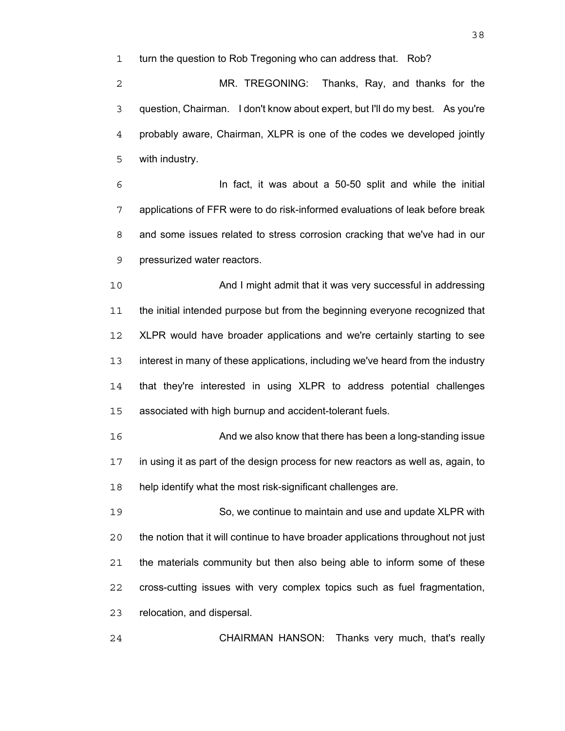turn the question to Rob Tregoning who can address that. Rob?

MR. TREGONING: Thanks, Ray, and thanks for the question, Chairman. I don't know about expert, but I'll do my best. As you're probably aware, Chairman, XLPR is one of the codes we developed jointly with industry.

In fact, it was about a 50-50 split and while the initial applications of FFR were to do risk-informed evaluations of leak before break and some issues related to stress corrosion cracking that we've had in our pressurized water reactors.

And I might admit that it was very successful in addressing the initial intended purpose but from the beginning everyone recognized that XLPR would have broader applications and we're certainly starting to see interest in many of these applications, including we've heard from the industry that they're interested in using XLPR to address potential challenges associated with high burnup and accident-tolerant fuels.

And we also know that there has been a long-standing issue in using it as part of the design process for new reactors as well as, again, to help identify what the most risk-significant challenges are.

So, we continue to maintain and use and update XLPR with the notion that it will continue to have broader applications throughout not just the materials community but then also being able to inform some of these cross-cutting issues with very complex topics such as fuel fragmentation, relocation, and dispersal.

CHAIRMAN HANSON: Thanks very much, that's really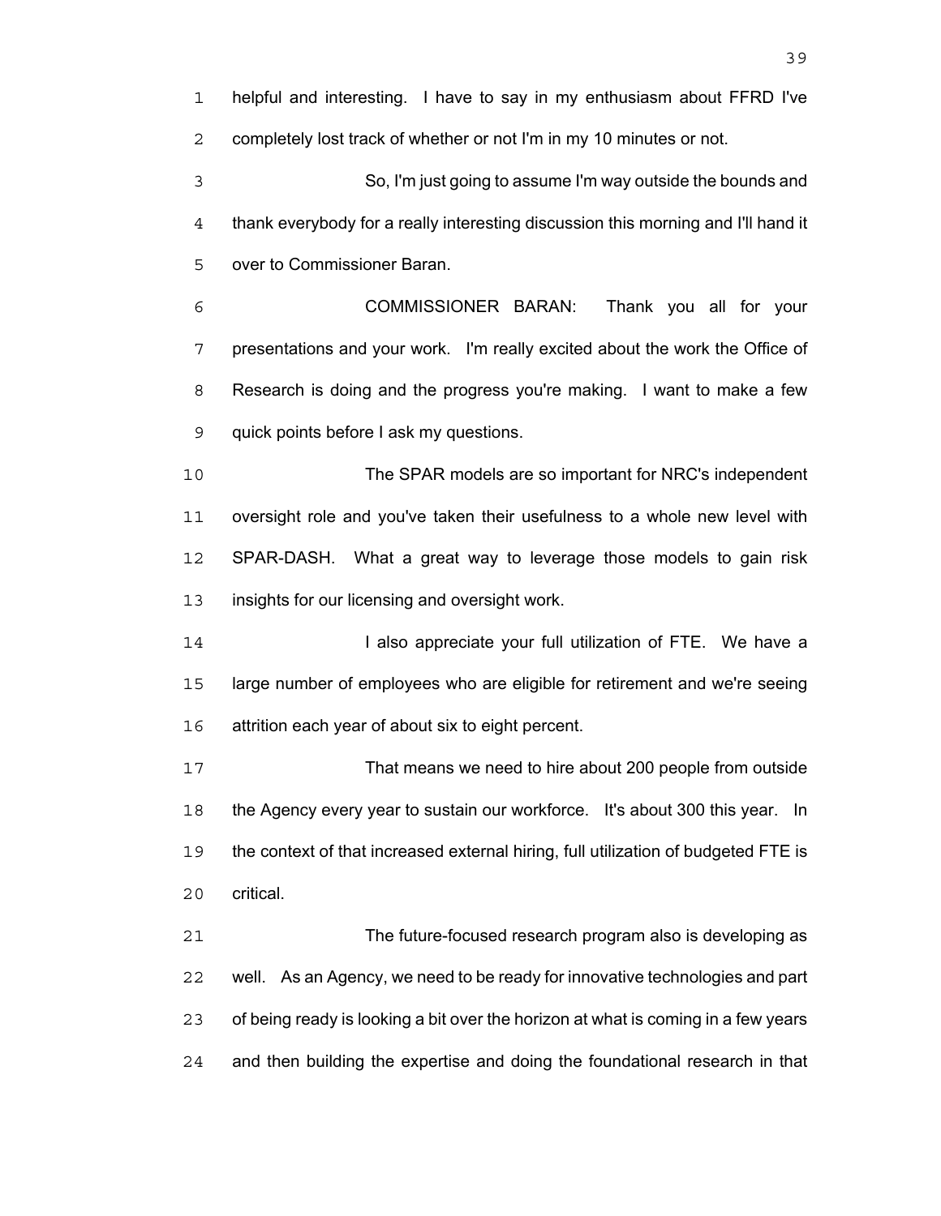helpful and interesting. I have to say in my enthusiasm about FFRD I've completely lost track of whether or not I'm in my 10 minutes or not.

So, I'm just going to assume I'm way outside the bounds and thank everybody for a really interesting discussion this morning and I'll hand it over to Commissioner Baran.

COMMISSIONER BARAN: Thank you all for your presentations and your work. I'm really excited about the work the Office of Research is doing and the progress you're making. I want to make a few quick points before I ask my questions.

The SPAR models are so important for NRC's independent oversight role and you've taken their usefulness to a whole new level with SPAR-DASH. What a great way to leverage those models to gain risk insights for our licensing and oversight work.

I also appreciate your full utilization of FTE. We have a large number of employees who are eligible for retirement and we're seeing attrition each year of about six to eight percent.

That means we need to hire about 200 people from outside the Agency every year to sustain our workforce. It's about 300 this year. In the context of that increased external hiring, full utilization of budgeted FTE is critical.

The future-focused research program also is developing as well. As an Agency, we need to be ready for innovative technologies and part of being ready is looking a bit over the horizon at what is coming in a few years and then building the expertise and doing the foundational research in that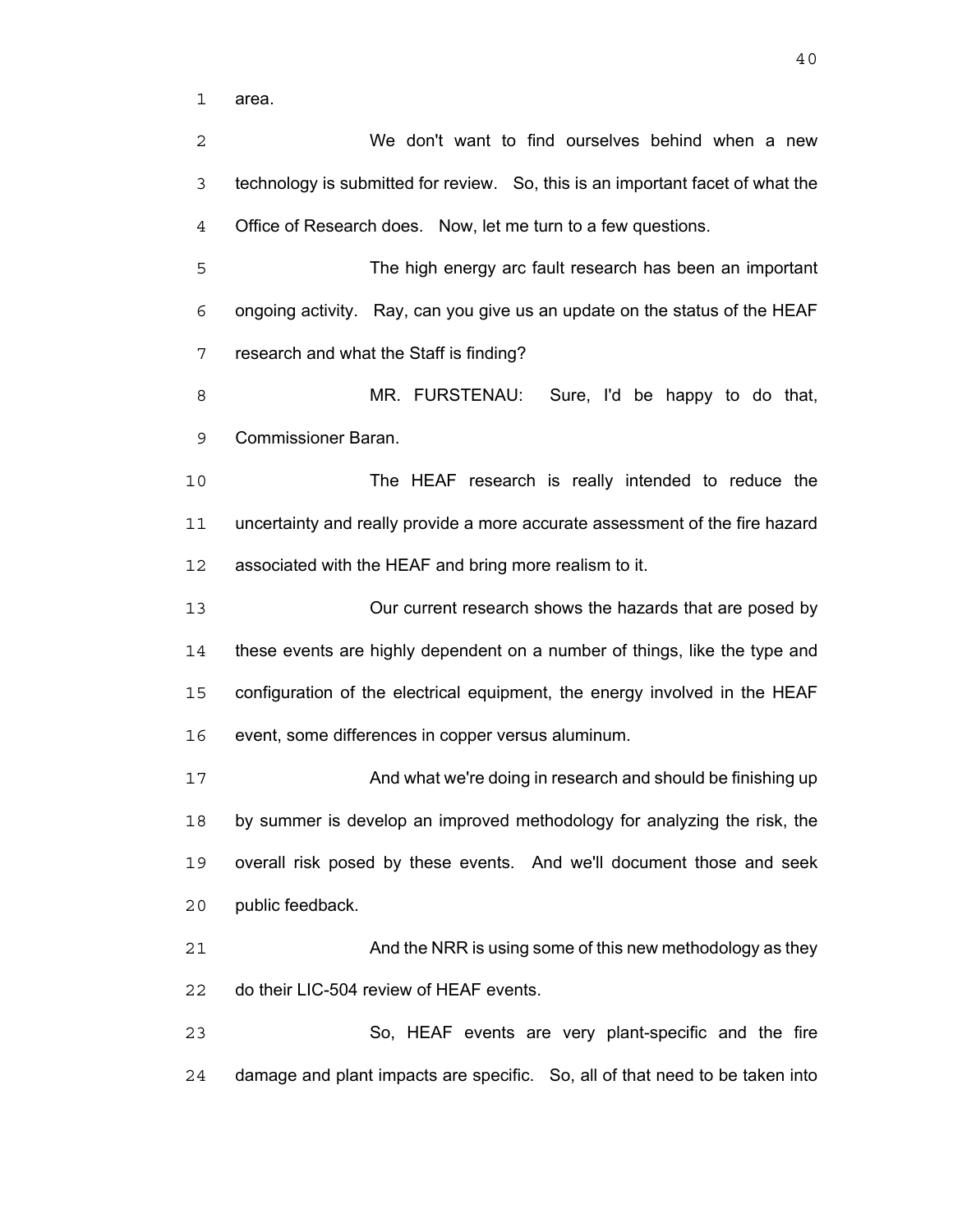area.

We don't want to find ourselves behind when a new technology is submitted for review. So, this is an important facet of what the Office of Research does. Now, let me turn to a few questions.

The high energy arc fault research has been an important ongoing activity. Ray, can you give us an update on the status of the HEAF research and what the Staff is finding?

MR. FURSTENAU: Sure, I'd be happy to do that, Commissioner Baran.

The HEAF research is really intended to reduce the uncertainty and really provide a more accurate assessment of the fire hazard associated with the HEAF and bring more realism to it.

Our current research shows the hazards that are posed by these events are highly dependent on a number of things, like the type and configuration of the electrical equipment, the energy involved in the HEAF event, some differences in copper versus aluminum.

And what we're doing in research and should be finishing up by summer is develop an improved methodology for analyzing the risk, the overall risk posed by these events. And we'll document those and seek public feedback.

And the NRR is using some of this new methodology as they do their LIC-504 review of HEAF events.

So, HEAF events are very plant-specific and the fire damage and plant impacts are specific. So, all of that need to be taken into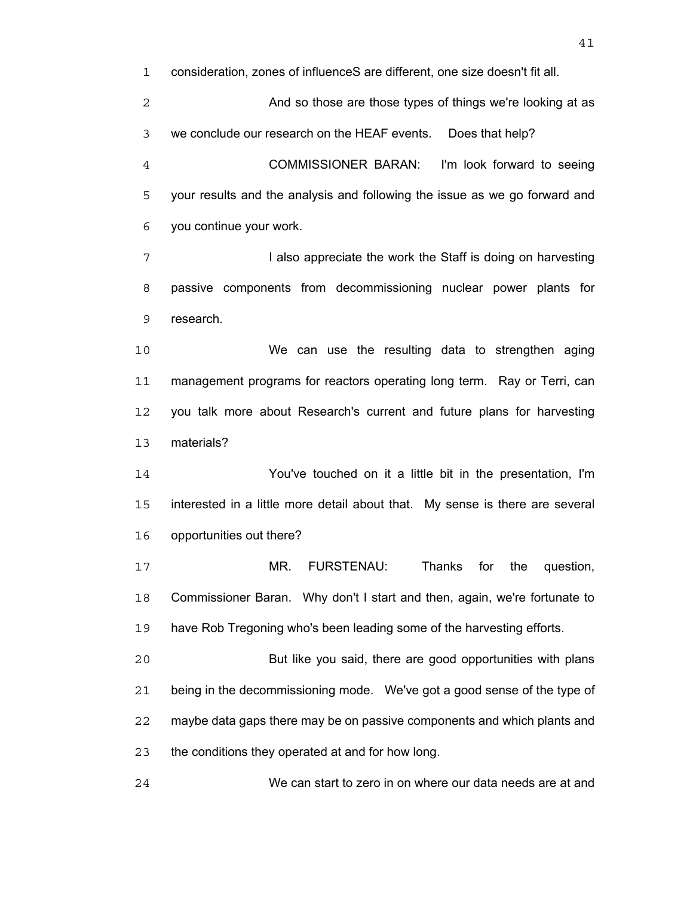consideration, zones of influenceS are different, one size doesn't fit all.

And so those are those types of things we're looking at as we conclude our research on the HEAF events. Does that help?

COMMISSIONER BARAN: I'm look forward to seeing your results and the analysis and following the issue as we go forward and you continue your work.

I also appreciate the work the Staff is doing on harvesting passive components from decommissioning nuclear power plants for research.

We can use the resulting data to strengthen aging management programs for reactors operating long term. Ray or Terri, can you talk more about Research's current and future plans for harvesting materials?

You've touched on it a little bit in the presentation, I'm interested in a little more detail about that. My sense is there are several opportunities out there?

MR. FURSTENAU: Thanks for the question, Commissioner Baran. Why don't I start and then, again, we're fortunate to have Rob Tregoning who's been leading some of the harvesting efforts.

But like you said, there are good opportunities with plans being in the decommissioning mode. We've got a good sense of the type of maybe data gaps there may be on passive components and which plants and the conditions they operated at and for how long.

We can start to zero in on where our data needs are at and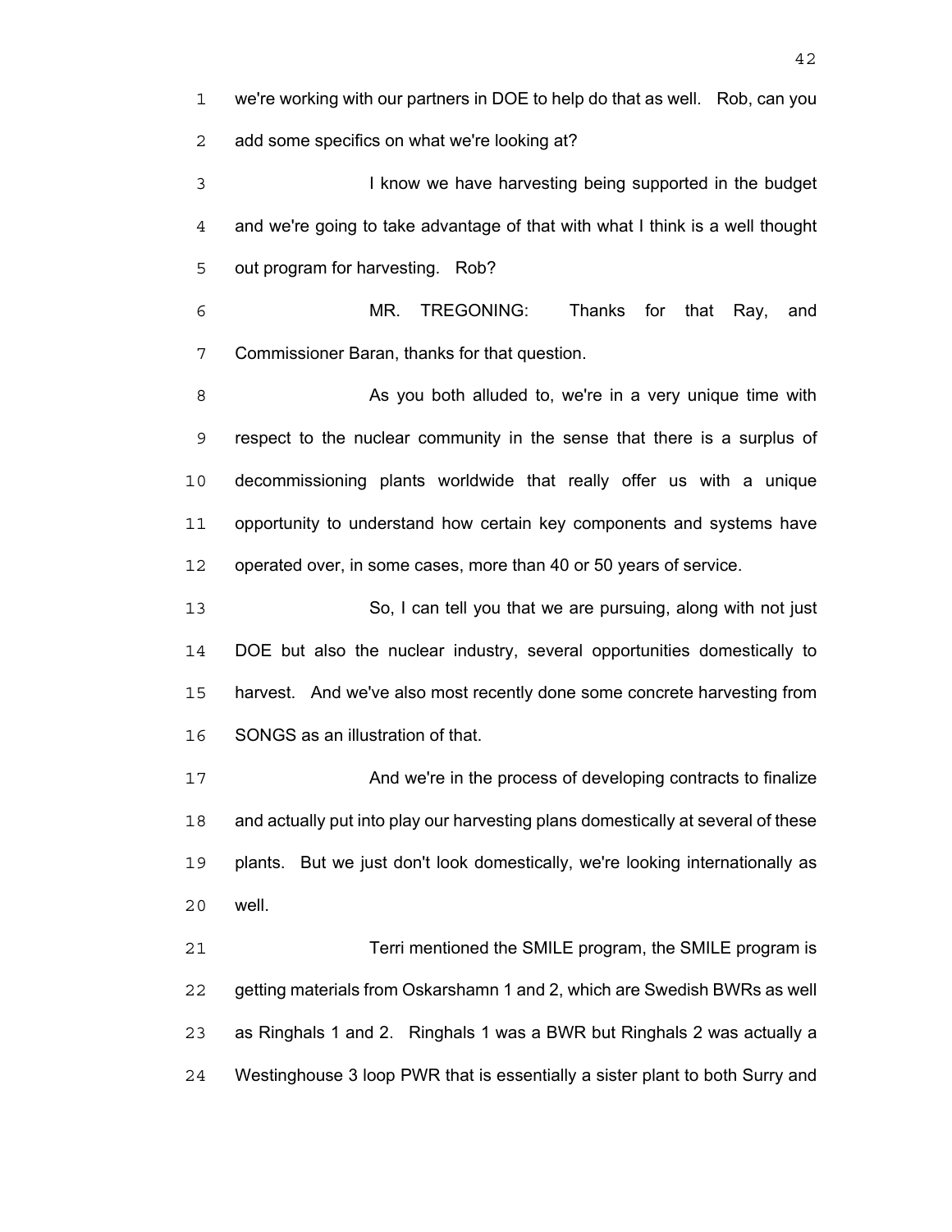we're working with our partners in DOE to help do that as well. Rob, can you add some specifics on what we're looking at?

I know we have harvesting being supported in the budget and we're going to take advantage of that with what I think is a well thought out program for harvesting. Rob?

MR. TREGONING: Thanks for that Ray, and Commissioner Baran, thanks for that question.

As you both alluded to, we're in a very unique time with respect to the nuclear community in the sense that there is a surplus of decommissioning plants worldwide that really offer us with a unique opportunity to understand how certain key components and systems have operated over, in some cases, more than 40 or 50 years of service.

So, I can tell you that we are pursuing, along with not just DOE but also the nuclear industry, several opportunities domestically to harvest. And we've also most recently done some concrete harvesting from SONGS as an illustration of that.

And we're in the process of developing contracts to finalize and actually put into play our harvesting plans domestically at several of these plants. But we just don't look domestically, we're looking internationally as well.

Terri mentioned the SMILE program, the SMILE program is getting materials from Oskarshamn 1 and 2, which are Swedish BWRs as well as Ringhals 1 and 2. Ringhals 1 was a BWR but Ringhals 2 was actually a Westinghouse 3 loop PWR that is essentially a sister plant to both Surry and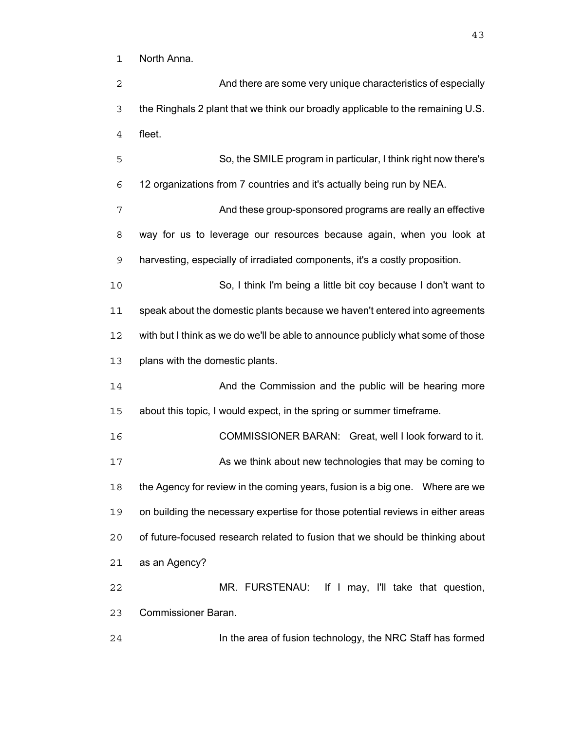North Anna.

And there are some very unique characteristics of especially the Ringhals 2 plant that we think our broadly applicable to the remaining U.S. fleet.

So, the SMILE program in particular, I think right now there's 12 organizations from 7 countries and it's actually being run by NEA.

And these group-sponsored programs are really an effective way for us to leverage our resources because again, when you look at harvesting, especially of irradiated components, it's a costly proposition.

So, I think I'm being a little bit coy because I don't want to speak about the domestic plants because we haven't entered into agreements with but I think as we do we'll be able to announce publicly what some of those plans with the domestic plants.

And the Commission and the public will be hearing more about this topic, I would expect, in the spring or summer timeframe.

COMMISSIONER BARAN: Great, well I look forward to it.

As we think about new technologies that may be coming to the Agency for review in the coming years, fusion is a big one. Where are we on building the necessary expertise for those potential reviews in either areas of future-focused research related to fusion that we should be thinking about as an Agency?

MR. FURSTENAU: If I may, I'll take that question, Commissioner Baran.

In the area of fusion technology, the NRC Staff has formed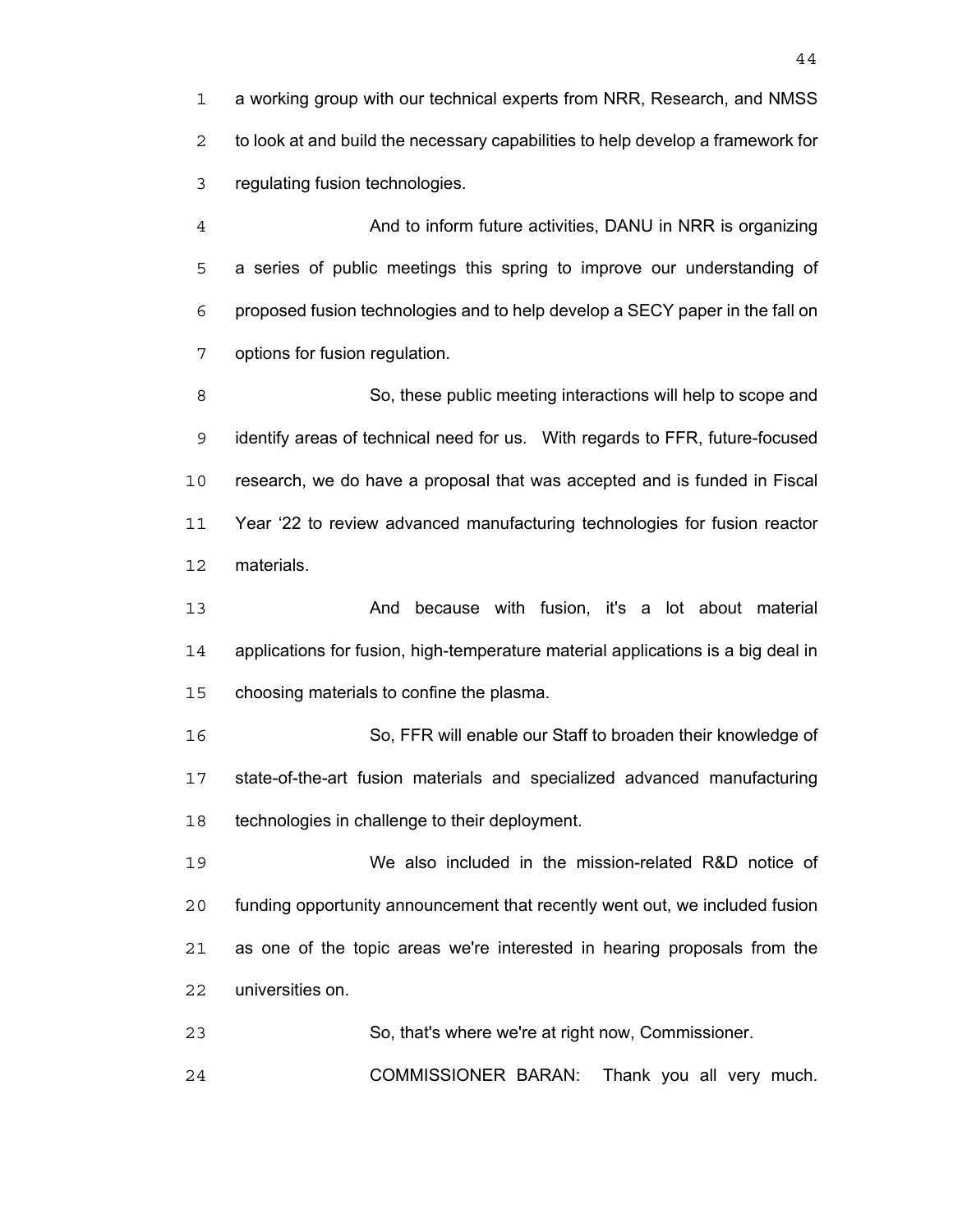a working group with our technical experts from NRR, Research, and NMSS to look at and build the necessary capabilities to help develop a framework for regulating fusion technologies.

And to inform future activities, DANU in NRR is organizing a series of public meetings this spring to improve our understanding of proposed fusion technologies and to help develop a SECY paper in the fall on options for fusion regulation.

So, these public meeting interactions will help to scope and identify areas of technical need for us. With regards to FFR, future-focused research, we do have a proposal that was accepted and is funded in Fiscal Year '22 to review advanced manufacturing technologies for fusion reactor materials.

And because with fusion, it's a lot about material applications for fusion, high-temperature material applications is a big deal in choosing materials to confine the plasma.

So, FFR will enable our Staff to broaden their knowledge of state-of-the-art fusion materials and specialized advanced manufacturing technologies in challenge to their deployment.

We also included in the mission-related R&D notice of funding opportunity announcement that recently went out, we included fusion as one of the topic areas we're interested in hearing proposals from the universities on.

So, that's where we're at right now, Commissioner.

COMMISSIONER BARAN: Thank you all very much.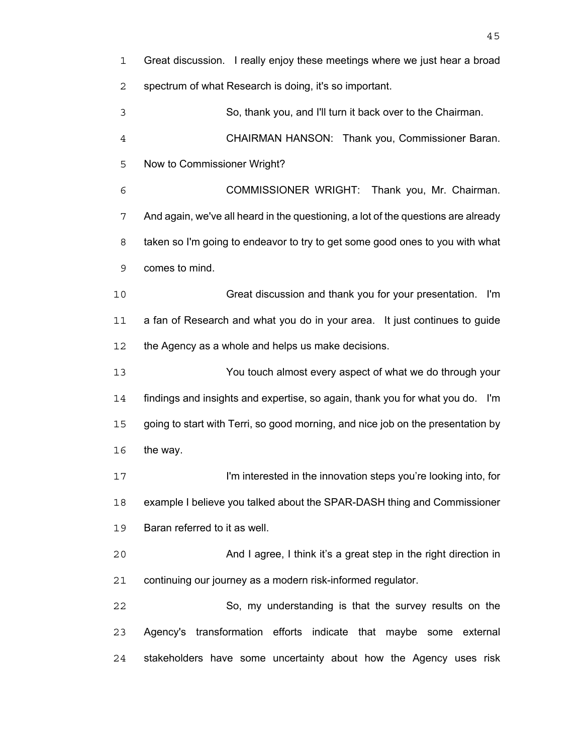Great discussion. I really enjoy these meetings where we just hear a broad spectrum of what Research is doing, it's so important.

So, thank you, and I'll turn it back over to the Chairman.

CHAIRMAN HANSON: Thank you, Commissioner Baran. Now to Commissioner Wright?

COMMISSIONER WRIGHT: Thank you, Mr. Chairman. And again, we've all heard in the questioning, a lot of the questions are already taken so I'm going to endeavor to try to get some good ones to you with what comes to mind.

Great discussion and thank you for your presentation. I'm a fan of Research and what you do in your area. It just continues to guide the Agency as a whole and helps us make decisions.

You touch almost every aspect of what we do through your findings and insights and expertise, so again, thank you for what you do. I'm going to start with Terri, so good morning, and nice job on the presentation by the way.

I'm interested in the innovation steps you're looking into, for example I believe you talked about the SPAR-DASH thing and Commissioner Baran referred to it as well.

And I agree, I think it's a great step in the right direction in continuing our journey as a modern risk-informed regulator.

So, my understanding is that the survey results on the Agency's transformation efforts indicate that maybe some external stakeholders have some uncertainty about how the Agency uses risk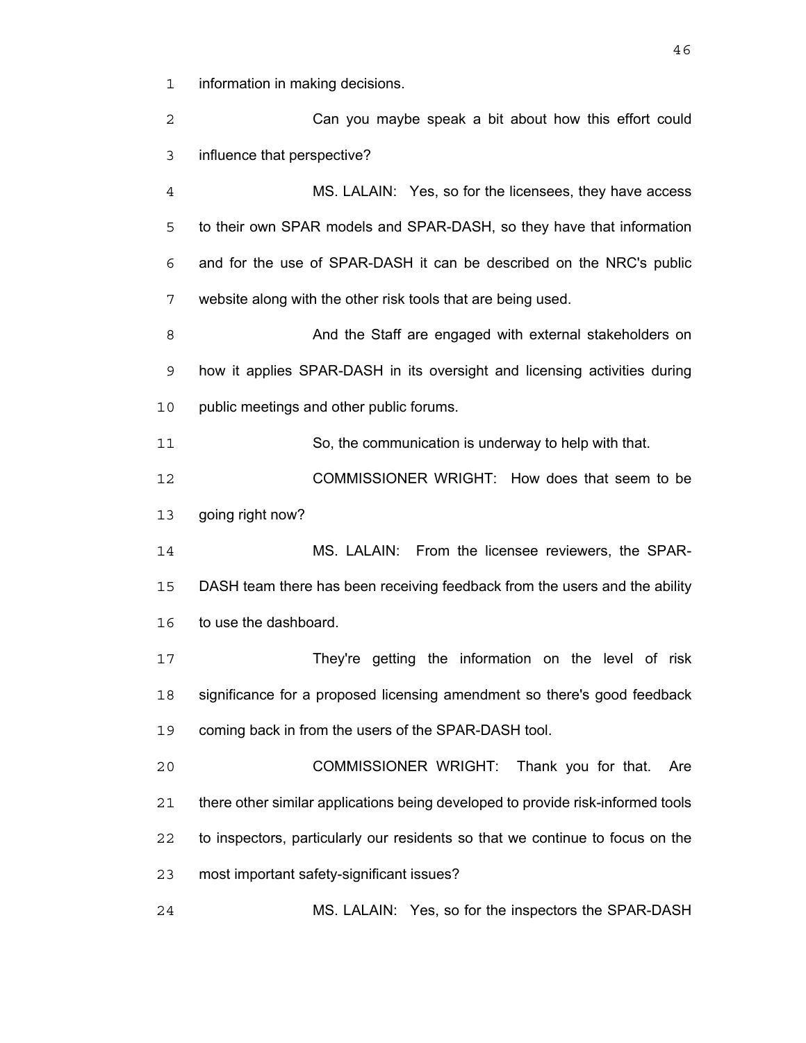information in making decisions.

Can you maybe speak a bit about how this effort could influence that perspective?

MS. LALAIN: Yes, so for the licensees, they have access to their own SPAR models and SPAR-DASH, so they have that information and for the use of SPAR-DASH it can be described on the NRC's public website along with the other risk tools that are being used.

And the Staff are engaged with external stakeholders on how it applies SPAR-DASH in its oversight and licensing activities during public meetings and other public forums.

So, the communication is underway to help with that.

COMMISSIONER WRIGHT: How does that seem to be going right now?

MS. LALAIN: From the licensee reviewers, the SPAR-DASH team there has been receiving feedback from the users and the ability to use the dashboard.

They're getting the information on the level of risk significance for a proposed licensing amendment so there's good feedback coming back in from the users of the SPAR-DASH tool.

COMMISSIONER WRIGHT: Thank you for that. Are there other similar applications being developed to provide risk-informed tools to inspectors, particularly our residents so that we continue to focus on the most important safety-significant issues?

MS. LALAIN: Yes, so for the inspectors the SPAR-DASH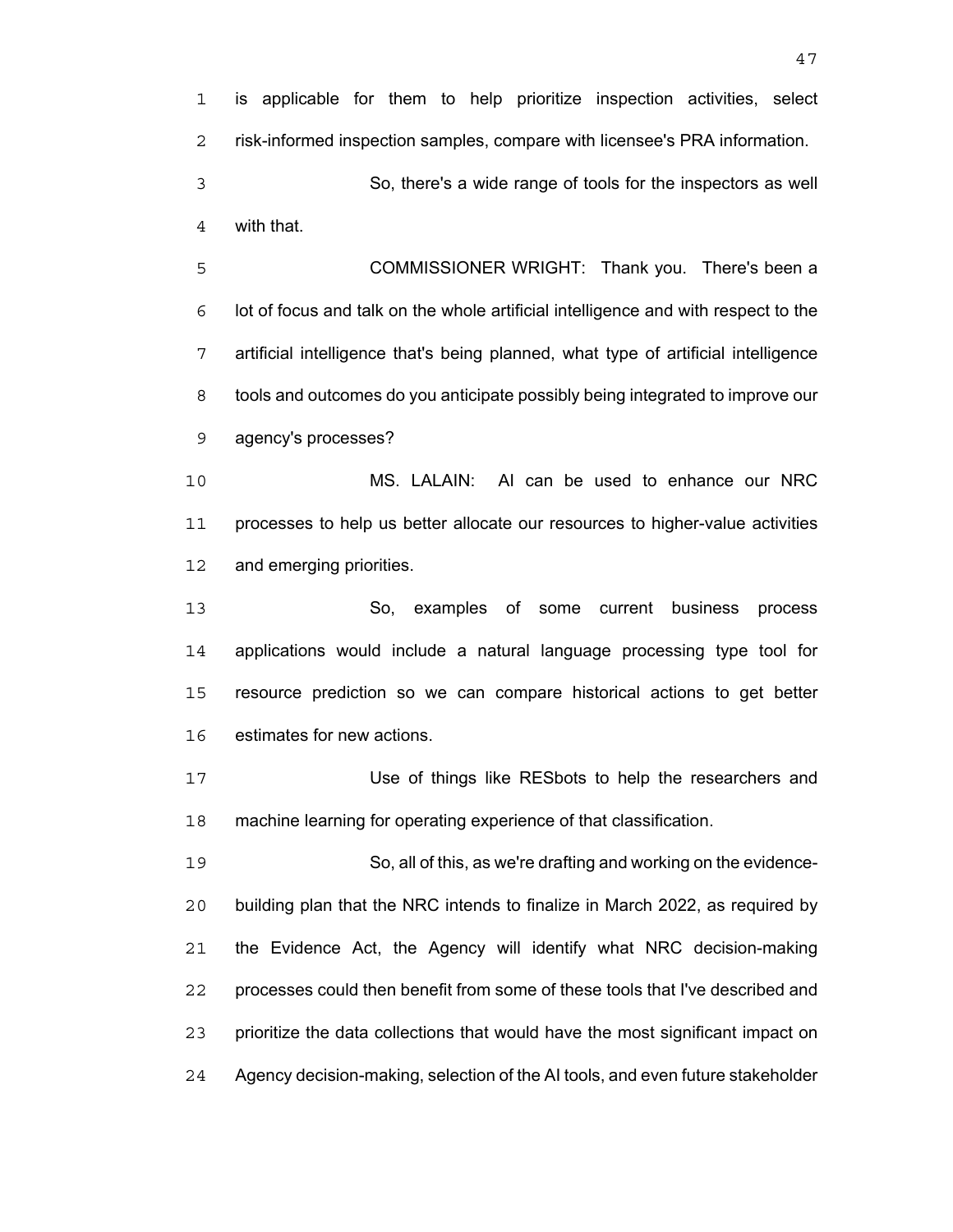is applicable for them to help prioritize inspection activities, select risk-informed inspection samples, compare with licensee's PRA information.

So, there's a wide range of tools for the inspectors as well with that.

COMMISSIONER WRIGHT: Thank you. There's been a lot of focus and talk on the whole artificial intelligence and with respect to the artificial intelligence that's being planned, what type of artificial intelligence tools and outcomes do you anticipate possibly being integrated to improve our agency's processes?

MS. LALAIN: AI can be used to enhance our NRC processes to help us better allocate our resources to higher-value activities and emerging priorities.

So, examples of some current business process applications would include a natural language processing type tool for resource prediction so we can compare historical actions to get better estimates for new actions.

Use of things like RESbots to help the researchers and machine learning for operating experience of that classification.

So, all of this, as we're drafting and working on the evidence-building plan that the NRC intends to finalize in March 2022, as required by the Evidence Act, the Agency will identify what NRC decision-making processes could then benefit from some of these tools that I've described and prioritize the data collections that would have the most significant impact on Agency decision-making, selection of the AI tools, and even future stakeholder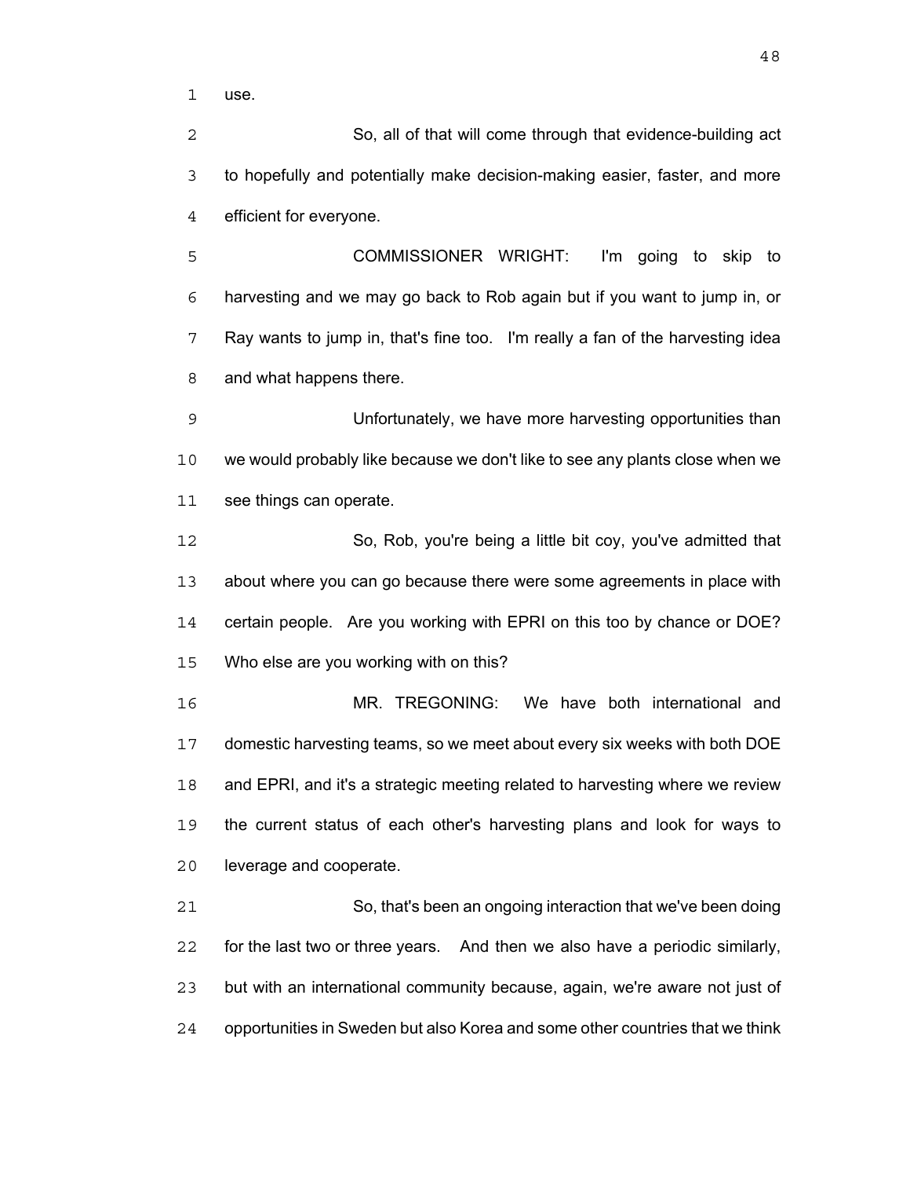use.

So, all of that will come through that evidence-building act to hopefully and potentially make decision-making easier, faster, and more efficient for everyone.

COMMISSIONER WRIGHT: I'm going to skip to harvesting and we may go back to Rob again but if you want to jump in, or Ray wants to jump in, that's fine too. I'm really a fan of the harvesting idea and what happens there.

Unfortunately, we have more harvesting opportunities than we would probably like because we don't like to see any plants close when we see things can operate.

So, Rob, you're being a little bit coy, you've admitted that about where you can go because there were some agreements in place with certain people. Are you working with EPRI on this too by chance or DOE? Who else are you working with on this?

MR. TREGONING: We have both international and domestic harvesting teams, so we meet about every six weeks with both DOE and EPRI, and it's a strategic meeting related to harvesting where we review the current status of each other's harvesting plans and look for ways to leverage and cooperate.

So, that's been an ongoing interaction that we've been doing for the last two or three years. And then we also have a periodic similarly, but with an international community because, again, we're aware not just of opportunities in Sweden but also Korea and some other countries that we think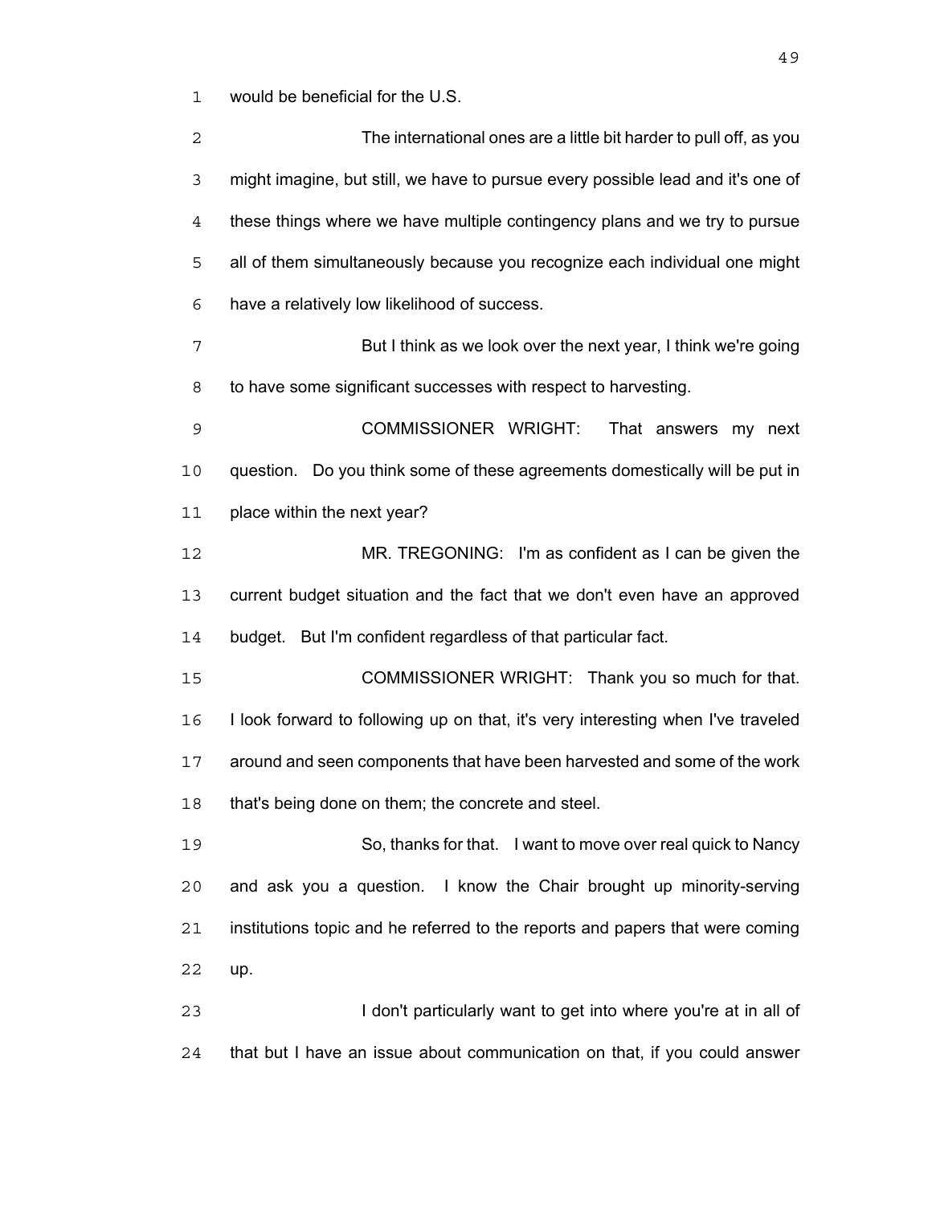would be beneficial for the U.S.

The international ones are a little bit harder to pull off, as you might imagine, but still, we have to pursue every possible lead and it's one of these things where we have multiple contingency plans and we try to pursue all of them simultaneously because you recognize each individual one might have a relatively low likelihood of success.

But I think as we look over the next year, I think we're going to have some significant successes with respect to harvesting.

COMMISSIONER WRIGHT: That answers my next question. Do you think some of these agreements domestically will be put in place within the next year?

MR. TREGONING: I'm as confident as I can be given the current budget situation and the fact that we don't even have an approved budget. But I'm confident regardless of that particular fact.

COMMISSIONER WRIGHT: Thank you so much for that. I look forward to following up on that, it's very interesting when I've traveled around and seen components that have been harvested and some of the work that's being done on them; the concrete and steel.

So, thanks for that. I want to move over real quick to Nancy and ask you a question. I know the Chair brought up minority-serving institutions topic and he referred to the reports and papers that were coming up.

I don't particularly want to get into where you're at in all of that but I have an issue about communication on that, if you could answer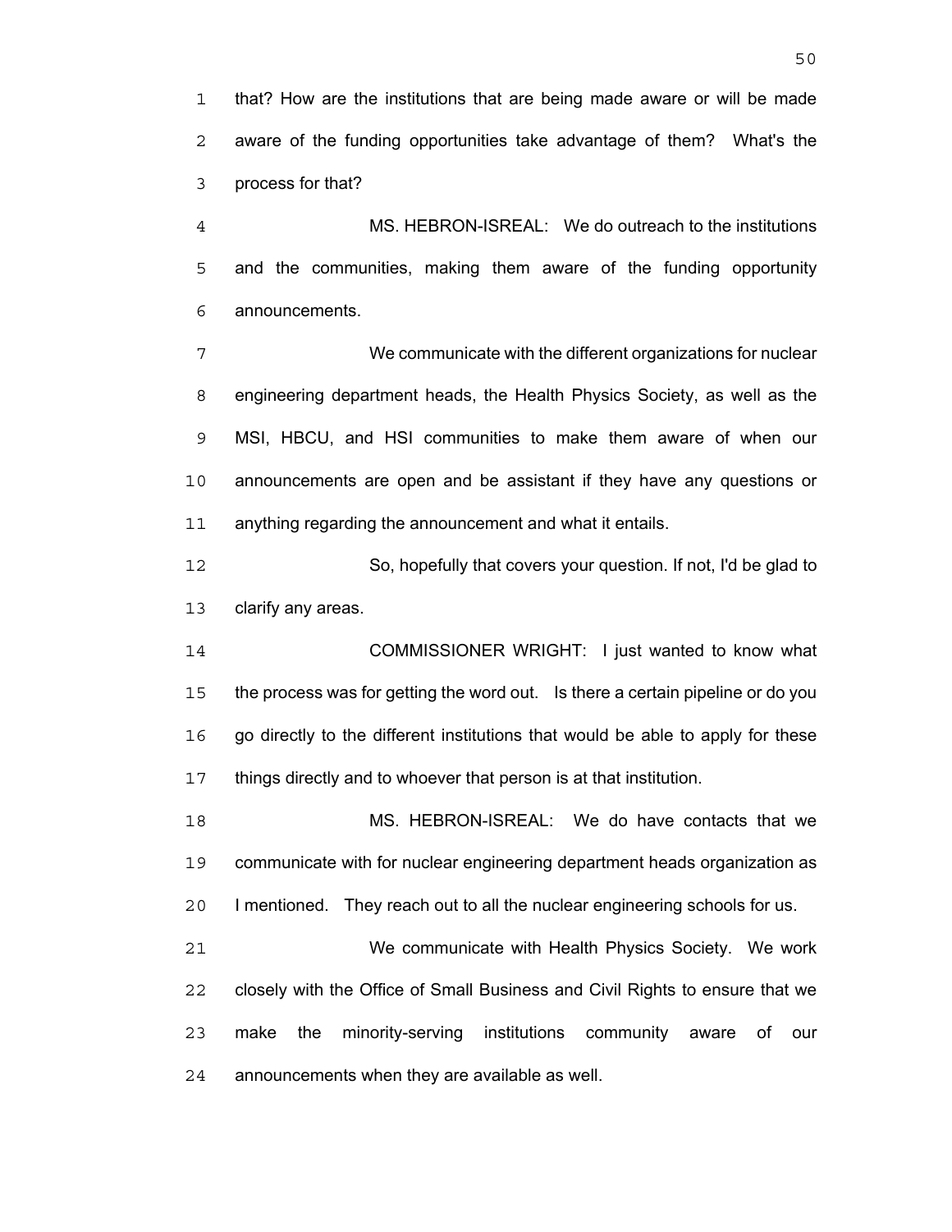that? How are the institutions that are being made aware or will be made aware of the funding opportunities take advantage of them? What's the process for that?

MS. HEBRON-ISREAL: We do outreach to the institutions and the communities, making them aware of the funding opportunity announcements.

We communicate with the different organizations for nuclear engineering department heads, the Health Physics Society, as well as the MSI, HBCU, and HSI communities to make them aware of when our announcements are open and be assistant if they have any questions or anything regarding the announcement and what it entails.

So, hopefully that covers your question. If not, I'd be glad to clarify any areas.

COMMISSIONER WRIGHT: I just wanted to know what the process was for getting the word out. Is there a certain pipeline or do you go directly to the different institutions that would be able to apply for these things directly and to whoever that person is at that institution.

MS. HEBRON-ISREAL: We do have contacts that we communicate with for nuclear engineering department heads organization as I mentioned. They reach out to all the nuclear engineering schools for us.

We communicate with Health Physics Society. We work closely with the Office of Small Business and Civil Rights to ensure that we make the minority-serving institutions community aware of our announcements when they are available as well.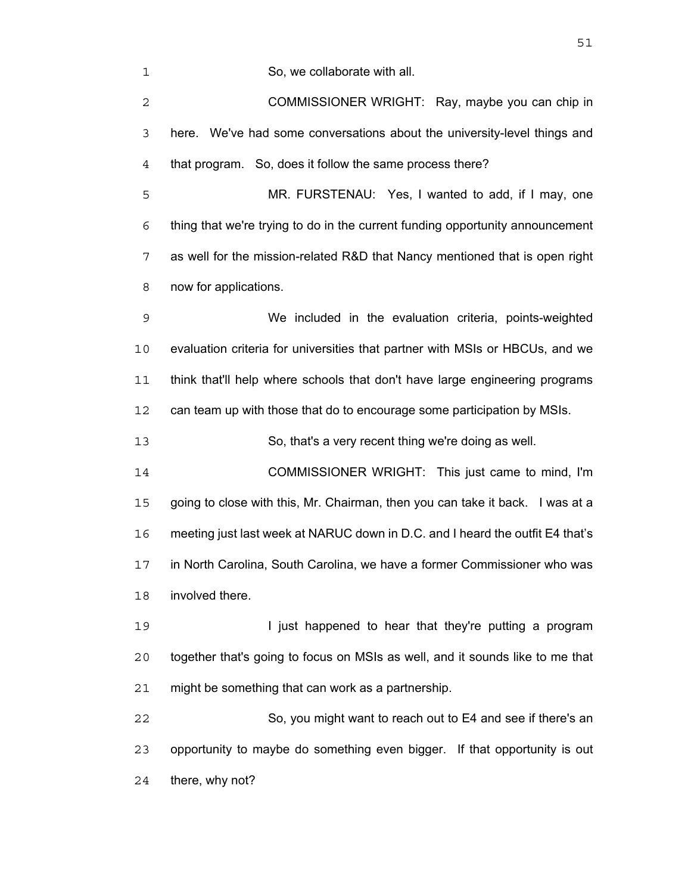So, we collaborate with all.

COMMISSIONER WRIGHT: Ray, maybe you can chip in here. We've had some conversations about the university-level things and that program. So, does it follow the same process there?

MR. FURSTENAU: Yes, I wanted to add, if I may, one thing that we're trying to do in the current funding opportunity announcement as well for the mission-related R&D that Nancy mentioned that is open right now for applications.

We included in the evaluation criteria, points-weighted evaluation criteria for universities that partner with MSIs or HBCUs, and we think that'll help where schools that don't have large engineering programs can team up with those that do to encourage some participation by MSIs.

So, that's a very recent thing we're doing as well.

COMMISSIONER WRIGHT: This just came to mind, I'm going to close with this, Mr. Chairman, then you can take it back. I was at a meeting just last week at NARUC down in D.C. and I heard the outfit E4 that's in North Carolina, South Carolina, we have a former Commissioner who was involved there.

I just happened to hear that they're putting a program together that's going to focus on MSIs as well, and it sounds like to me that might be something that can work as a partnership.

So, you might want to reach out to E4 and see if there's an opportunity to maybe do something even bigger. If that opportunity is out there, why not?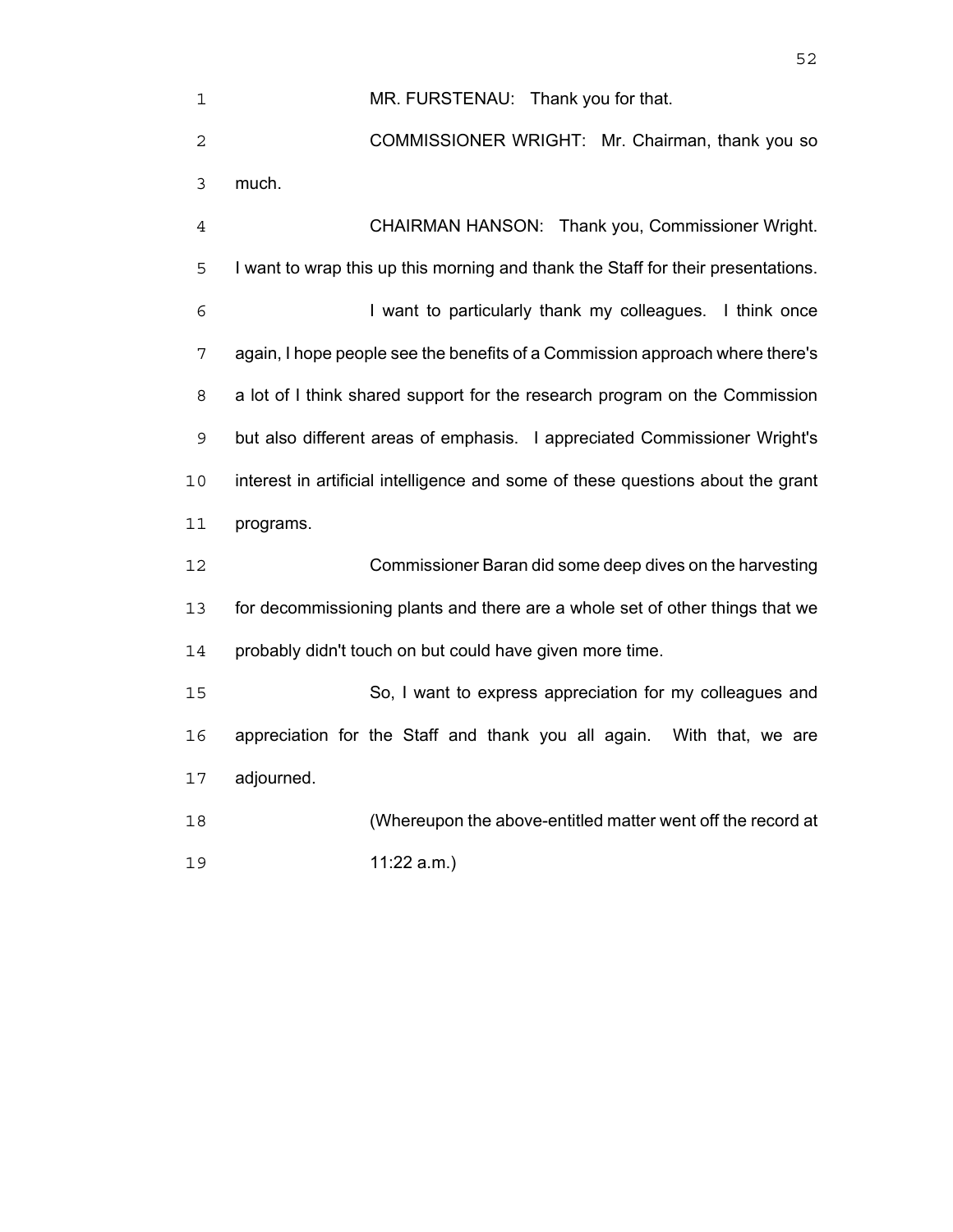MR. FURSTENAU: Thank you for that.

COMMISSIONER WRIGHT: Mr. Chairman, thank you so much.

CHAIRMAN HANSON: Thank you, Commissioner Wright. I want to wrap this up this morning and thank the Staff for their presentations.

I want to particularly thank my colleagues. I think once again, I hope people see the benefits of a Commission approach where there's a lot of I think shared support for the research program on the Commission but also different areas of emphasis. I appreciated Commissioner Wright's interest in artificial intelligence and some of these questions about the grant programs.

Commissioner Baran did some deep dives on the harvesting for decommissioning plants and there are a whole set of other things that we probably didn't touch on but could have given more time.

So, I want to express appreciation for my colleagues and appreciation for the Staff and thank you all again. With that, we are adjourned.

(Whereupon the above-entitled matter went off the record at 11:22 a.m.)